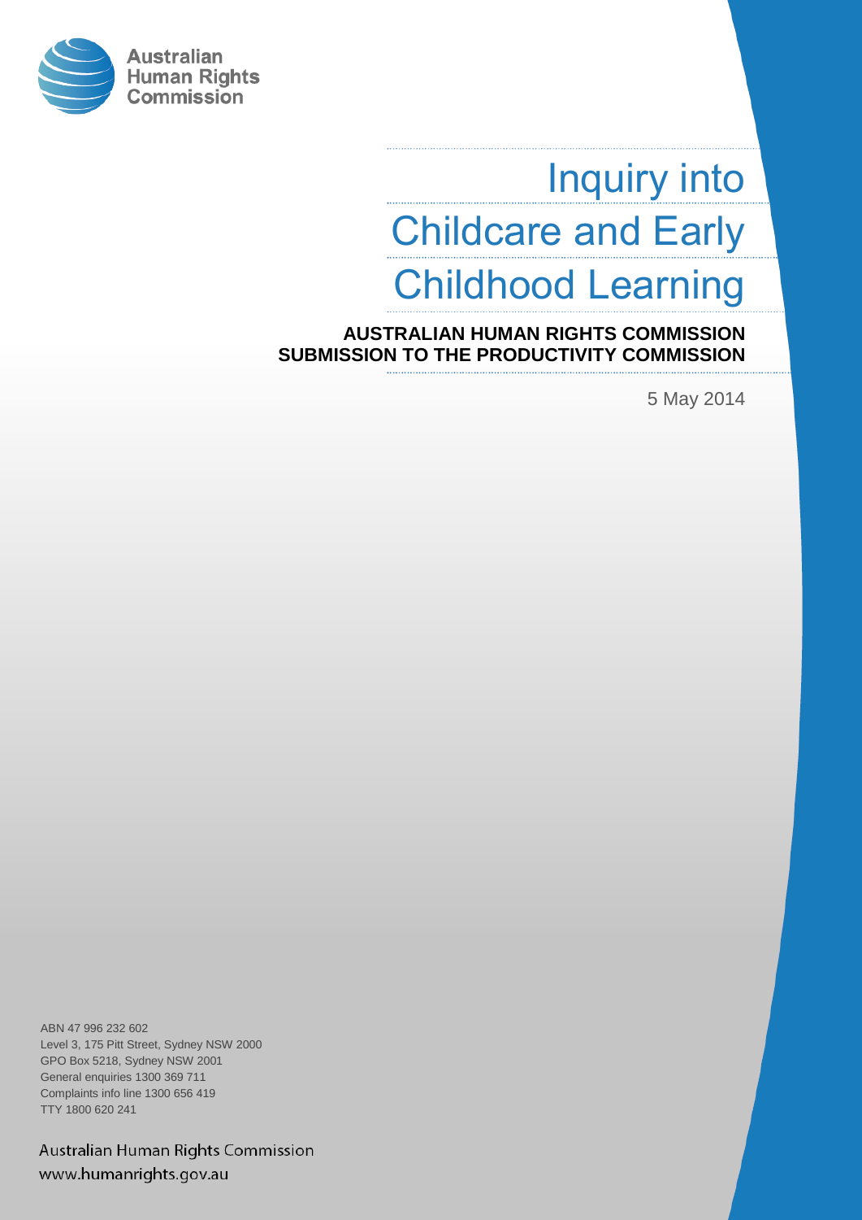Australian Human Rights Commission

# Inquiry into Childcare and Early Childhood Learning

**AUSTRALIAN HUMAN RIGHTS COMMISSION SUBMISSION TO THE PRODUCTIVITY COMMISSION**

5 May 2014

ABN 47 996 232 602
Level 3, 175 Pitt Street, Sydney NSW 2000
GPO Box 5218, Sydney NSW 2001
General enquiries 1300 369 711
Complaints info line 1300 656 419
TTY 1800 620 241

Australian Human Rights Commission
www.humanrights.gov.au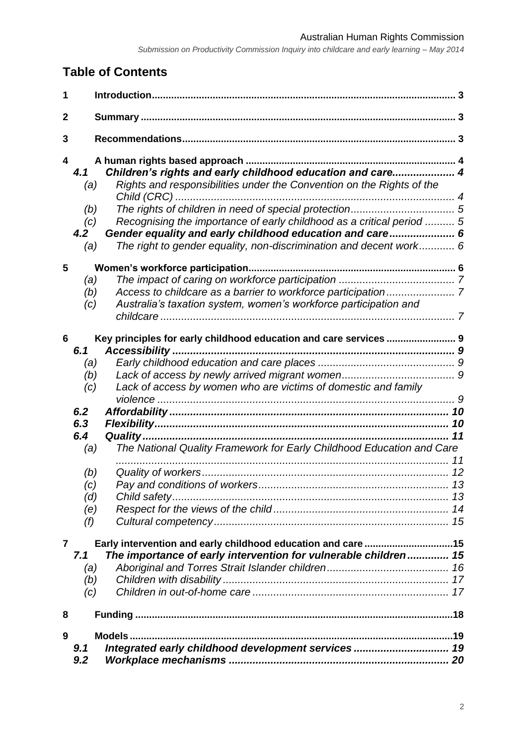## Table of Contents

**1 Introduction** 3

**2 Summary** 3

**3 Recommendations** 3

**4 A human rights based approach** 4

- ***4.1 Children's rights and early childhood education and care*** *4*
  - *(a) Rights and responsibilities under the Convention on the Rights of the Child (CRC)* *4*
  - *(b) The rights of children in need of special protection* *5*
  - *(c) Recognising the importance of early childhood as a critical period* *5*
- ***4.2 Gender equality and early childhood education and care*** *6*
  - *(a) The right to gender equality, non-discrimination and decent work* *6*

**5 Women's workforce participation** 6

- *(a) The impact of caring on workforce participation* *7*
- *(b) Access to childcare as a barrier to workforce participation* *7*
- *(c) Australia's taxation system, women's workforce participation and childcare* *7*

**6 Key principles for early childhood education and care services** 9

- ***6.1 Accessibility*** *9*
  - *(a) Early childhood education and care places* *9*
  - *(b) Lack of access by newly arrived migrant women* *9*
  - *(c) Lack of access by women who are victims of domestic and family violence* *9*
- ***6.2 Affordability*** *10*
- ***6.3 Flexibility*** *10*
- ***6.4 Quality*** *11*
  - *(a) The National Quality Framework for Early Childhood Education and Care* *11*
  - *(b) Quality of workers* *12*
  - *(c) Pay and conditions of workers* *13*
  - *(d) Child safety* *13*
  - *(e) Respect for the views of the child* *14*
  - *(f) Cultural competency* *15*

**7 Early intervention and early childhood education and care** 15

- ***7.1 The importance of early intervention for vulnerable children*** *15*
  - *(a) Aboriginal and Torres Strait Islander children* *16*
  - *(b) Children with disability* *17*
  - *(c) Children in out-of-home care* *17*

**8 Funding** 18

**9 Models** 19

- ***9.1 Integrated early childhood development services*** *19*
- ***9.2 Workplace mechanisms*** *20*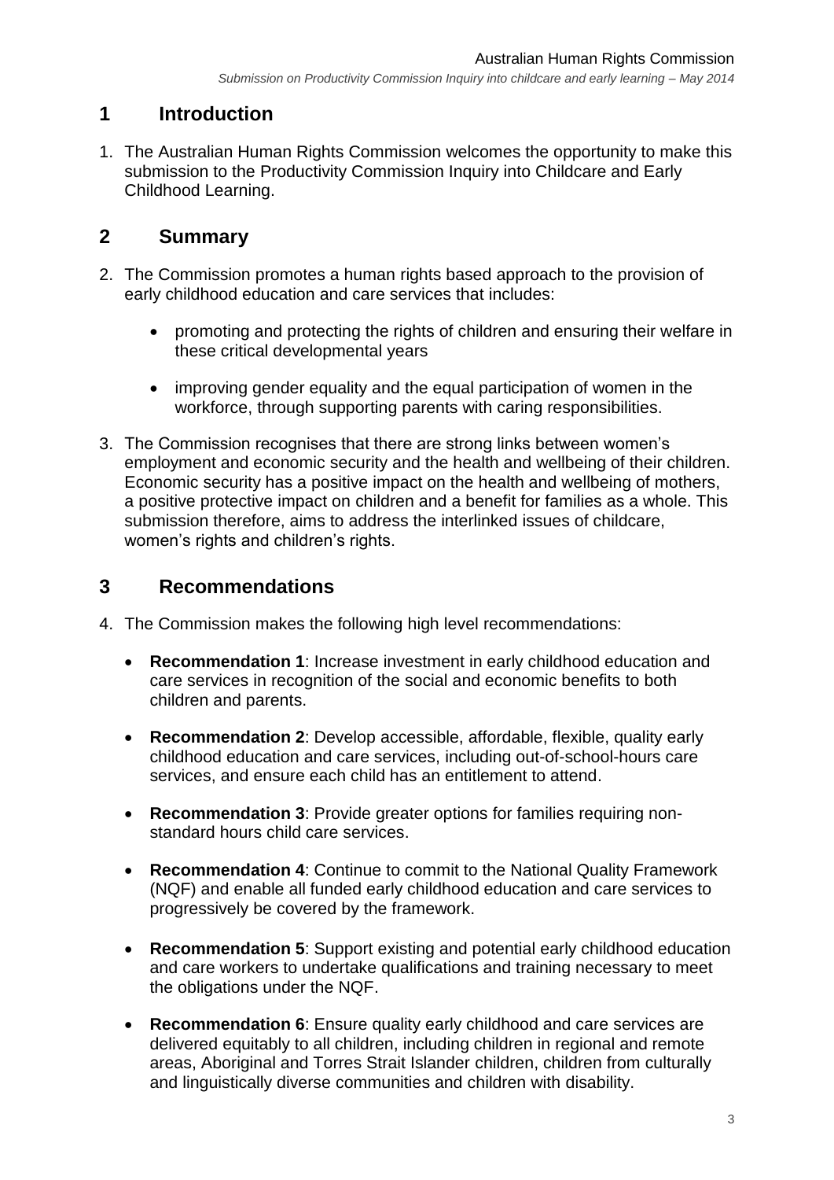## 1 Introduction

1. The Australian Human Rights Commission welcomes the opportunity to make this submission to the Productivity Commission Inquiry into Childcare and Early Childhood Learning.

## 2 Summary

2. The Commission promotes a human rights based approach to the provision of early childhood education and care services that includes:

   - promoting and protecting the rights of children and ensuring their welfare in these critical developmental years
   - improving gender equality and the equal participation of women in the workforce, through supporting parents with caring responsibilities.

3. The Commission recognises that there are strong links between women's employment and economic security and the health and wellbeing of their children. Economic security has a positive impact on the health and wellbeing of mothers, a positive protective impact on children and a benefit for families as a whole. This submission therefore, aims to address the interlinked issues of childcare, women's rights and children's rights.

## 3 Recommendations

4. The Commission makes the following high level recommendations:

   - **Recommendation 1**: Increase investment in early childhood education and care services in recognition of the social and economic benefits to both children and parents.
   - **Recommendation 2**: Develop accessible, affordable, flexible, quality early childhood education and care services, including out-of-school-hours care services, and ensure each child has an entitlement to attend.
   - **Recommendation 3**: Provide greater options for families requiring non-standard hours child care services.
   - **Recommendation 4**: Continue to commit to the National Quality Framework (NQF) and enable all funded early childhood education and care services to progressively be covered by the framework.
   - **Recommendation 5**: Support existing and potential early childhood education and care workers to undertake qualifications and training necessary to meet the obligations under the NQF.
   - **Recommendation 6**: Ensure quality early childhood and care services are delivered equitably to all children, including children in regional and remote areas, Aboriginal and Torres Strait Islander children, children from culturally and linguistically diverse communities and children with disability.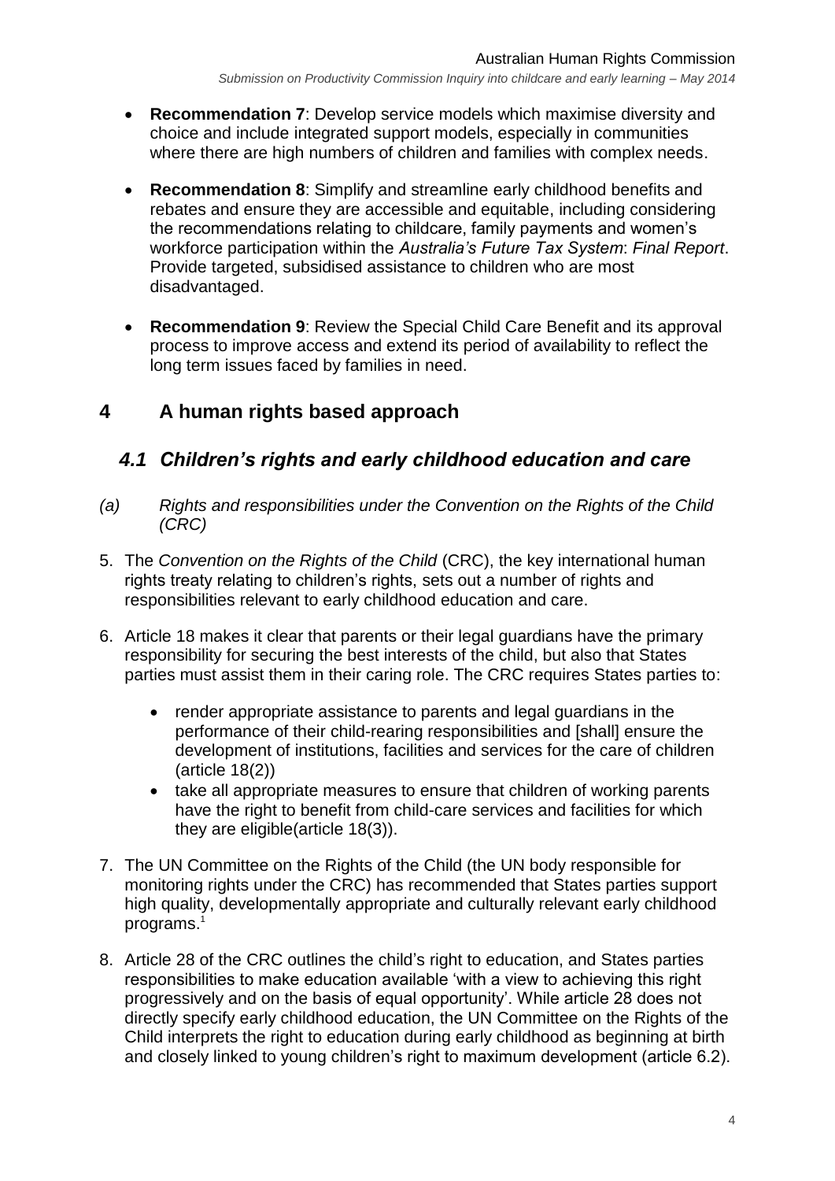- **Recommendation 7**: Develop service models which maximise diversity and choice and include integrated support models, especially in communities where there are high numbers of children and families with complex needs.

- **Recommendation 8**: Simplify and streamline early childhood benefits and rebates and ensure they are accessible and equitable, including considering the recommendations relating to childcare, family payments and women's workforce participation within the *Australia's Future Tax System*: *Final Report*. Provide targeted, subsidised assistance to children who are most disadvantaged.

- **Recommendation 9**: Review the Special Child Care Benefit and its approval process to improve access and extend its period of availability to reflect the long term issues faced by families in need.

# 4 A human rights based approach

## *4.1 Children's rights and early childhood education and care*

*(a) Rights and responsibilities under the Convention on the Rights of the Child (CRC)*

5. The *Convention on the Rights of the Child* (CRC), the key international human rights treaty relating to children's rights, sets out a number of rights and responsibilities relevant to early childhood education and care.

6. Article 18 makes it clear that parents or their legal guardians have the primary responsibility for securing the best interests of the child, but also that States parties must assist them in their caring role. The CRC requires States parties to:

   - render appropriate assistance to parents and legal guardians in the performance of their child-rearing responsibilities and [shall] ensure the development of institutions, facilities and services for the care of children (article 18(2))
   - take all appropriate measures to ensure that children of working parents have the right to benefit from child-care services and facilities for which they are eligible(article 18(3)).

7. The UN Committee on the Rights of the Child (the UN body responsible for monitoring rights under the CRC) has recommended that States parties support high quality, developmentally appropriate and culturally relevant early childhood programs.[1]

8. Article 28 of the CRC outlines the child's right to education, and States parties responsibilities to make education available 'with a view to achieving this right progressively and on the basis of equal opportunity'. While article 28 does not directly specify early childhood education, the UN Committee on the Rights of the Child interprets the right to education during early childhood as beginning at birth and closely linked to young children's right to maximum development (article 6.2).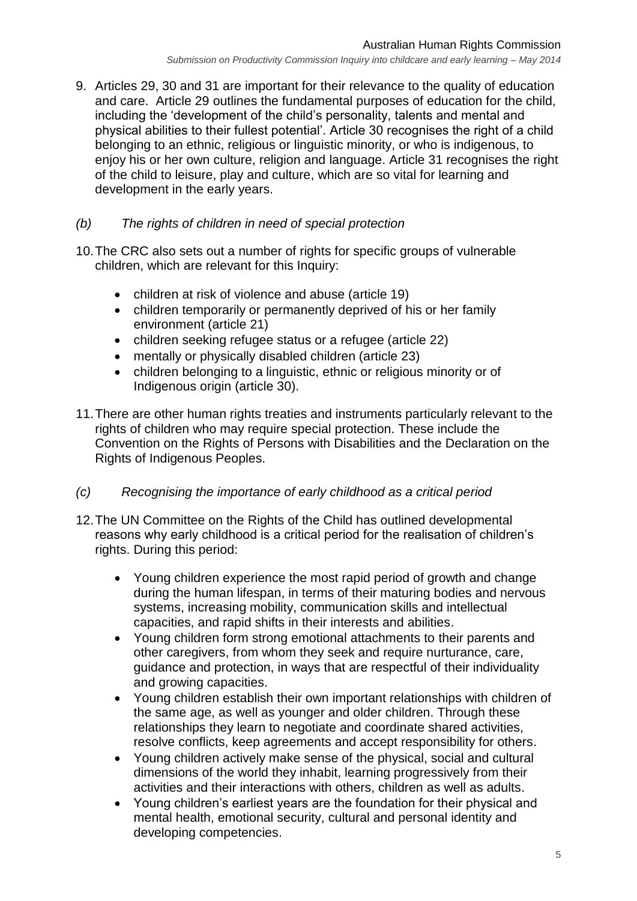9. Articles 29, 30 and 31 are important for their relevance to the quality of education and care. Article 29 outlines the fundamental purposes of education for the child, including the 'development of the child's personality, talents and mental and physical abilities to their fullest potential'. Article 30 recognises the right of a child belonging to an ethnic, religious or linguistic minority, or who is indigenous, to enjoy his or her own culture, religion and language. Article 31 recognises the right of the child to leisure, play and culture, which are so vital for learning and development in the early years.

### *(b) The rights of children in need of special protection*

10. The CRC also sets out a number of rights for specific groups of vulnerable children, which are relevant for this Inquiry:

    - children at risk of violence and abuse (article 19)
    - children temporarily or permanently deprived of his or her family environment (article 21)
    - children seeking refugee status or a refugee (article 22)
    - mentally or physically disabled children (article 23)
    - children belonging to a linguistic, ethnic or religious minority or of Indigenous origin (article 30).

11. There are other human rights treaties and instruments particularly relevant to the rights of children who may require special protection. These include the Convention on the Rights of Persons with Disabilities and the Declaration on the Rights of Indigenous Peoples.

### *(c) Recognising the importance of early childhood as a critical period*

12. The UN Committee on the Rights of the Child has outlined developmental reasons why early childhood is a critical period for the realisation of children's rights. During this period:

    - Young children experience the most rapid period of growth and change during the human lifespan, in terms of their maturing bodies and nervous systems, increasing mobility, communication skills and intellectual capacities, and rapid shifts in their interests and abilities.
    - Young children form strong emotional attachments to their parents and other caregivers, from whom they seek and require nurturance, care, guidance and protection, in ways that are respectful of their individuality and growing capacities.
    - Young children establish their own important relationships with children of the same age, as well as younger and older children. Through these relationships they learn to negotiate and coordinate shared activities, resolve conflicts, keep agreements and accept responsibility for others.
    - Young children actively make sense of the physical, social and cultural dimensions of the world they inhabit, learning progressively from their activities and their interactions with others, children as well as adults.
    - Young children's earliest years are the foundation for their physical and mental health, emotional security, cultural and personal identity and developing competencies.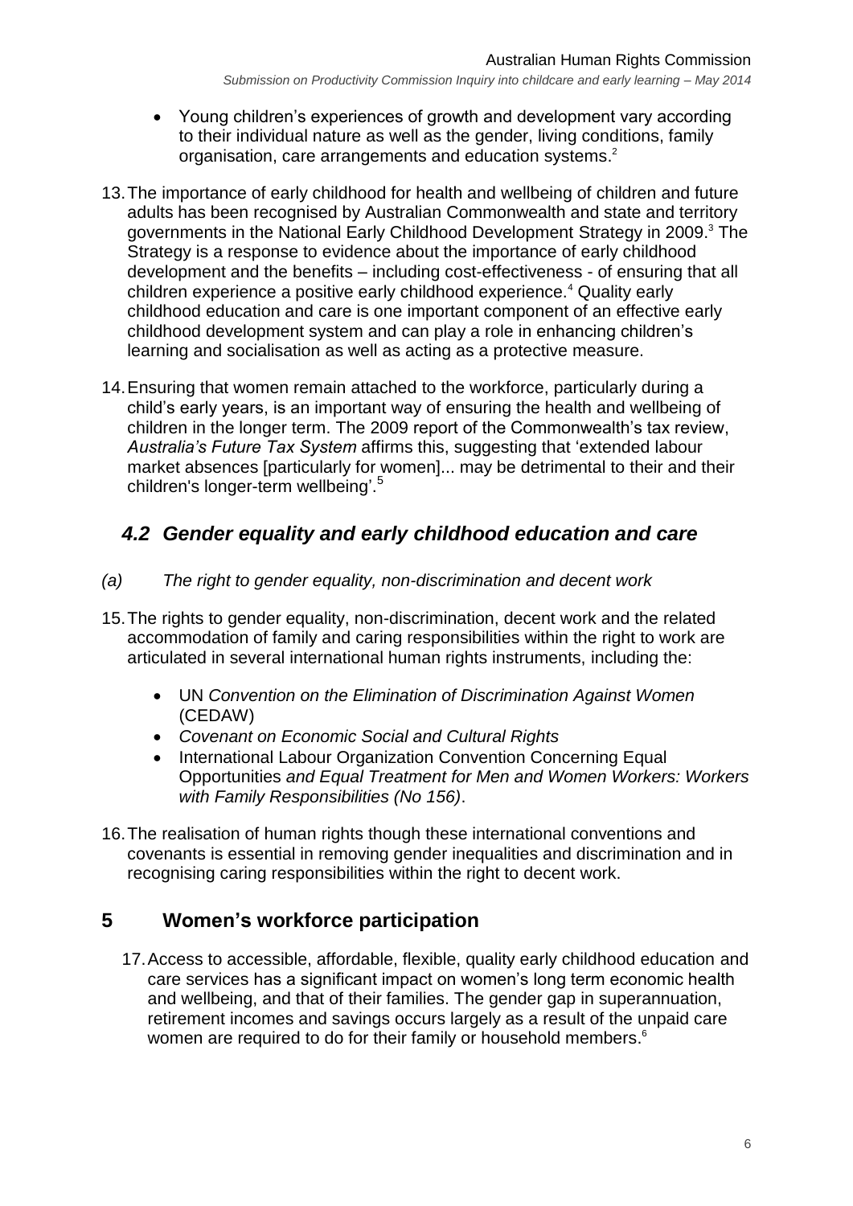- Young children's experiences of growth and development vary according to their individual nature as well as the gender, living conditions, family organisation, care arrangements and education systems.[2]

13. The importance of early childhood for health and wellbeing of children and future adults has been recognised by Australian Commonwealth and state and territory governments in the National Early Childhood Development Strategy in 2009.[3] The Strategy is a response to evidence about the importance of early childhood development and the benefits – including cost-effectiveness - of ensuring that all children experience a positive early childhood experience.[4] Quality early childhood education and care is one important component of an effective early childhood development system and can play a role in enhancing children's learning and socialisation as well as acting as a protective measure.

14. Ensuring that women remain attached to the workforce, particularly during a child's early years, is an important way of ensuring the health and wellbeing of children in the longer term. The 2009 report of the Commonwealth's tax review, *Australia's Future Tax System* affirms this, suggesting that 'extended labour market absences [particularly for women]... may be detrimental to their and their children's longer-term wellbeing'.[5]

## *4.2 Gender equality and early childhood education and care*

*(a) The right to gender equality, non-discrimination and decent work*

15. The rights to gender equality, non-discrimination, decent work and the related accommodation of family and caring responsibilities within the right to work are articulated in several international human rights instruments, including the:

    - UN *Convention on the Elimination of Discrimination Against Women* (CEDAW)
    - *Covenant on Economic Social and Cultural Rights*
    - International Labour Organization Convention Concerning Equal Opportunities *and Equal Treatment for Men and Women Workers: Workers with Family Responsibilities (No 156)*.

16. The realisation of human rights though these international conventions and covenants is essential in removing gender inequalities and discrimination and in recognising caring responsibilities within the right to decent work.

# 5 Women's workforce participation

17. Access to accessible, affordable, flexible, quality early childhood education and care services has a significant impact on women's long term economic health and wellbeing, and that of their families. The gender gap in superannuation, retirement incomes and savings occurs largely as a result of the unpaid care women are required to do for their family or household members.[6]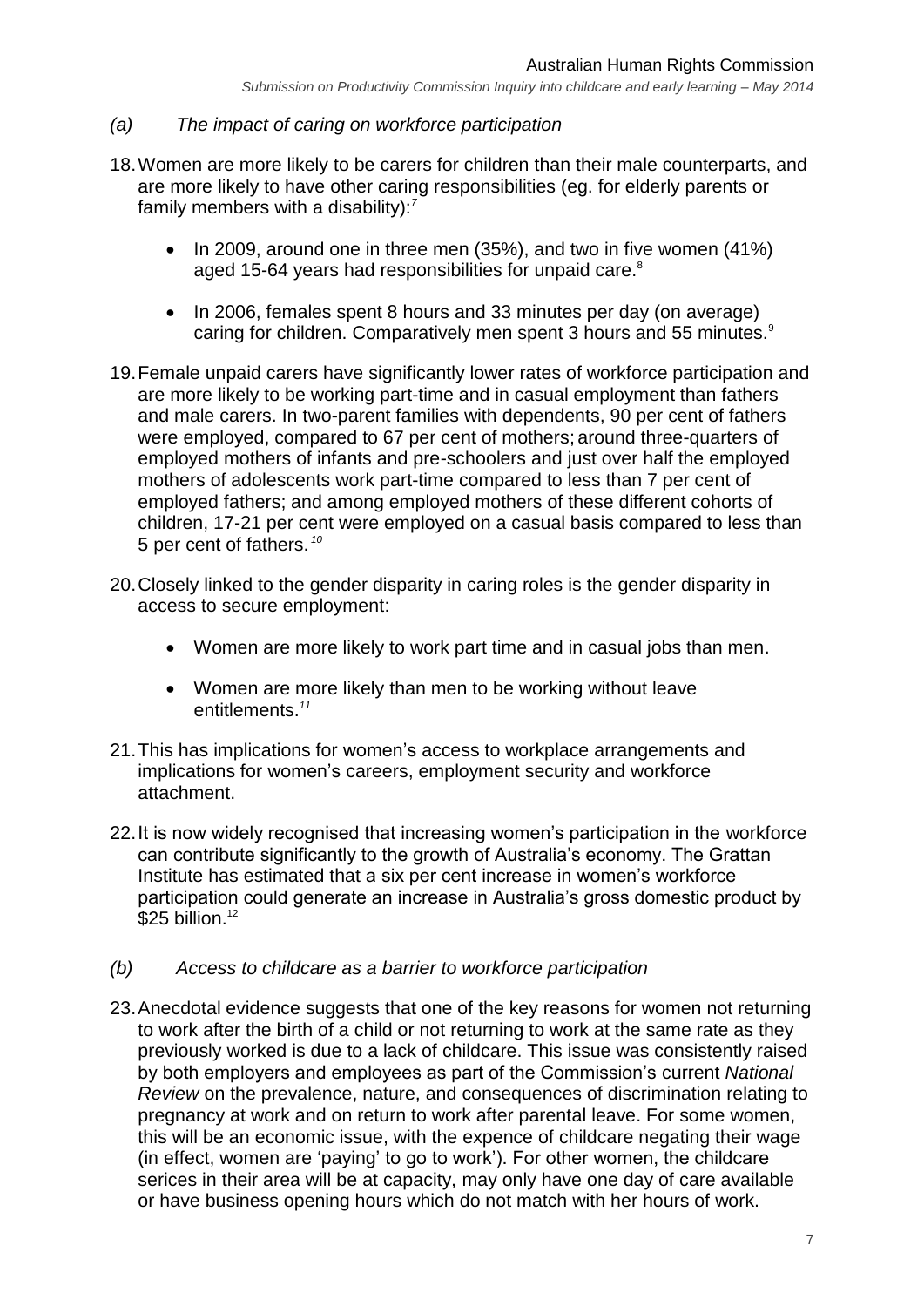### *(a) The impact of caring on workforce participation*

18. Women are more likely to be carers for children than their male counterparts, and are more likely to have other caring responsibilities (eg. for elderly parents or family members with a disability):[7]

    - In 2009, around one in three men (35%), and two in five women (41%) aged 15-64 years had responsibilities for unpaid care.[8]

    - In 2006, females spent 8 hours and 33 minutes per day (on average) caring for children. Comparatively men spent 3 hours and 55 minutes.[9]

19. Female unpaid carers have significantly lower rates of workforce participation and are more likely to be working part-time and in casual employment than fathers and male carers. In two-parent families with dependents, 90 per cent of fathers were employed, compared to 67 per cent of mothers; around three-quarters of employed mothers of infants and pre-schoolers and just over half the employed mothers of adolescents work part-time compared to less than 7 per cent of employed fathers; and among employed mothers of these different cohorts of children, 17-21 per cent were employed on a casual basis compared to less than 5 per cent of fathers.[10]

20. Closely linked to the gender disparity in caring roles is the gender disparity in access to secure employment:

    - Women are more likely to work part time and in casual jobs than men.

    - Women are more likely than men to be working without leave entitlements.[11]

21. This has implications for women's access to workplace arrangements and implications for women's careers, employment security and workforce attachment.

22. It is now widely recognised that increasing women's participation in the workforce can contribute significantly to the growth of Australia's economy. The Grattan Institute has estimated that a six per cent increase in women's workforce participation could generate an increase in Australia's gross domestic product by $25 billion.[12]

### *(b) Access to childcare as a barrier to workforce participation*

23. Anecdotal evidence suggests that one of the key reasons for women not returning to work after the birth of a child or not returning to work at the same rate as they previously worked is due to a lack of childcare. This issue was consistently raised by both employers and employees as part of the Commission's current *National Review* on the prevalence, nature, and consequences of discrimination relating to pregnancy at work and on return to work after parental leave. For some women, this will be an economic issue, with the expence of childcare negating their wage (in effect, women are 'paying' to go to work'). For other women, the childcare serices in their area will be at capacity, may only have one day of care available or have business opening hours which do not match with her hours of work.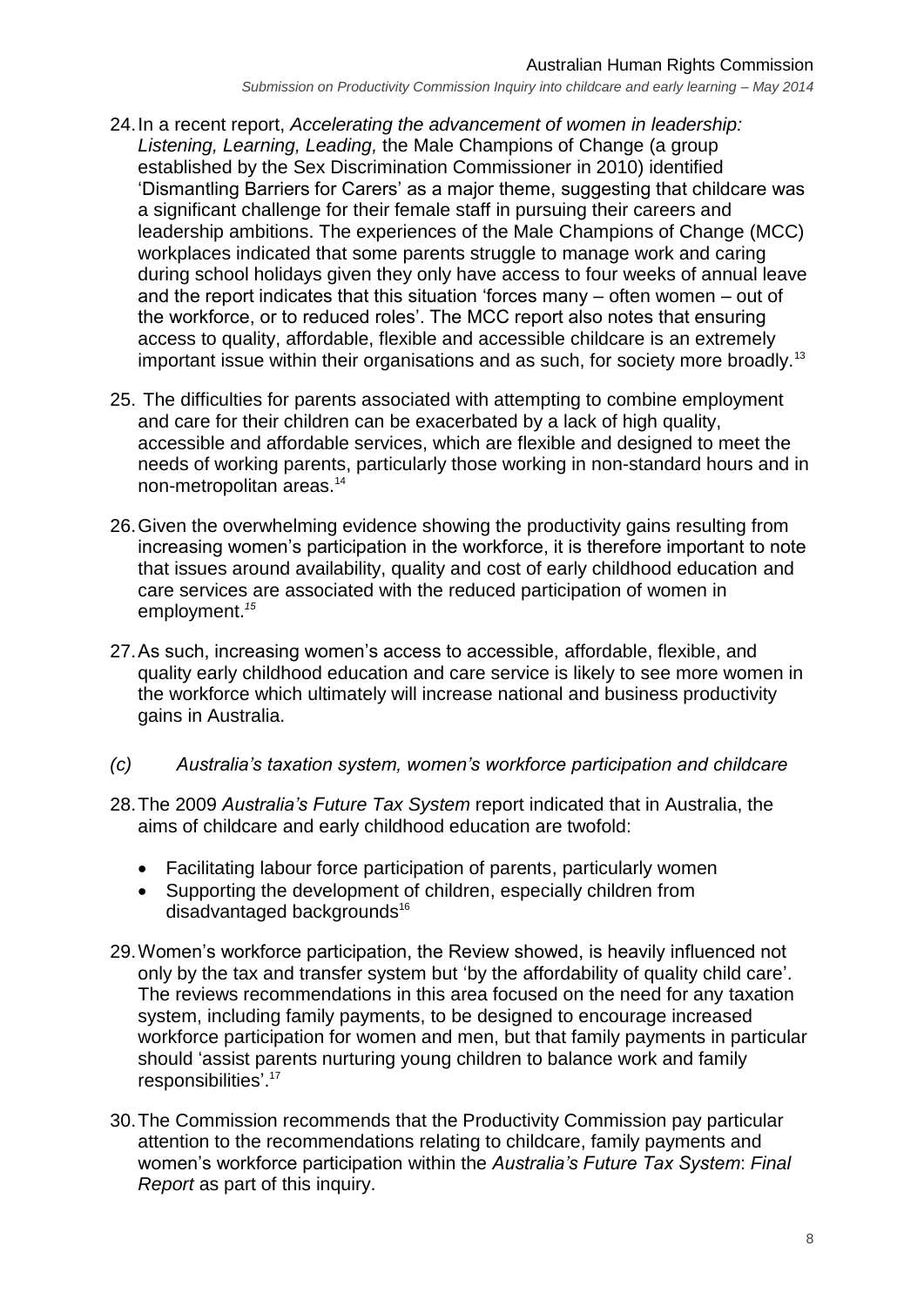24. In a recent report, *Accelerating the advancement of women in leadership: Listening, Learning, Leading,* the Male Champions of Change (a group established by the Sex Discrimination Commissioner in 2010) identified 'Dismantling Barriers for Carers' as a major theme, suggesting that childcare was a significant challenge for their female staff in pursuing their careers and leadership ambitions. The experiences of the Male Champions of Change (MCC) workplaces indicated that some parents struggle to manage work and caring during school holidays given they only have access to four weeks of annual leave and the report indicates that this situation 'forces many – often women – out of the workforce, or to reduced roles'. The MCC report also notes that ensuring access to quality, affordable, flexible and accessible childcare is an extremely important issue within their organisations and as such, for society more broadly.[13]

25. The difficulties for parents associated with attempting to combine employment and care for their children can be exacerbated by a lack of high quality, accessible and affordable services, which are flexible and designed to meet the needs of working parents, particularly those working in non-standard hours and in non-metropolitan areas.[14]

26. Given the overwhelming evidence showing the productivity gains resulting from increasing women's participation in the workforce, it is therefore important to note that issues around availability, quality and cost of early childhood education and care services are associated with the reduced participation of women in employment.[15]

27. As such, increasing women's access to accessible, affordable, flexible, and quality early childhood education and care service is likely to see more women in the workforce which ultimately will increase national and business productivity gains in Australia.

### *(c) Australia's taxation system, women's workforce participation and childcare*

28. The 2009 *Australia's Future Tax System* report indicated that in Australia, the aims of childcare and early childhood education are twofold:

    - Facilitating labour force participation of parents, particularly women
    - Supporting the development of children, especially children from disadvantaged backgrounds[16]

29. Women's workforce participation, the Review showed, is heavily influenced not only by the tax and transfer system but 'by the affordability of quality child care'. The reviews recommendations in this area focused on the need for any taxation system, including family payments, to be designed to encourage increased workforce participation for women and men, but that family payments in particular should 'assist parents nurturing young children to balance work and family responsibilities'.[17]

30. The Commission recommends that the Productivity Commission pay particular attention to the recommendations relating to childcare, family payments and women's workforce participation within the *Australia's Future Tax System*: *Final Report* as part of this inquiry.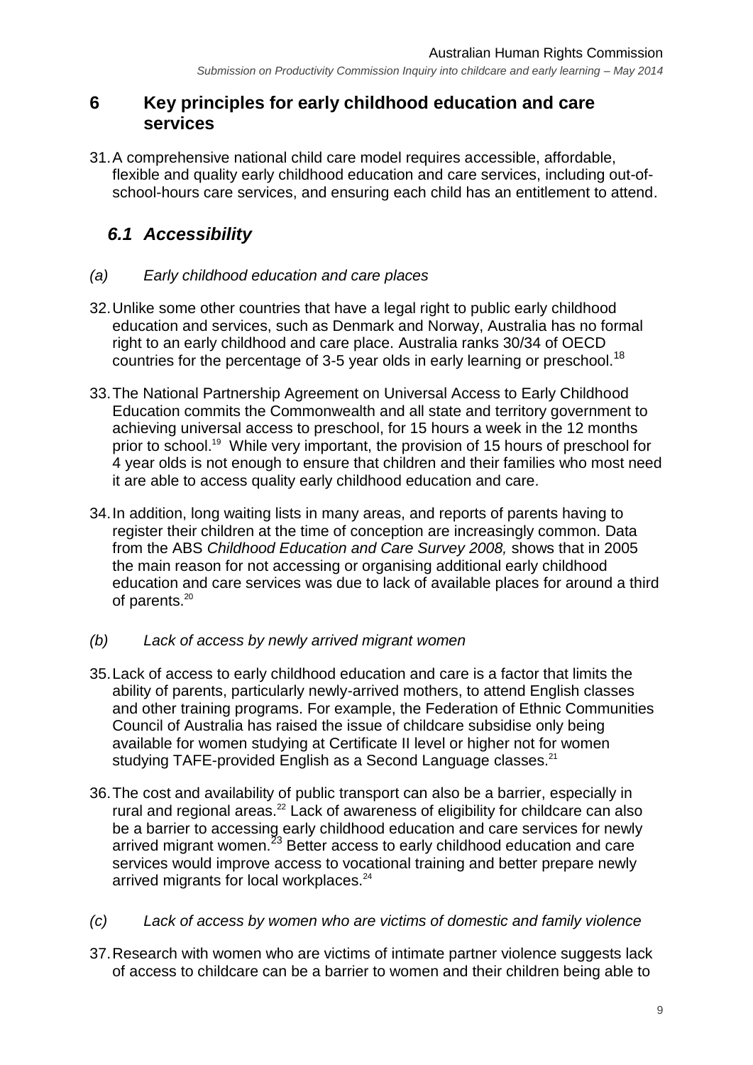## 6 Key principles for early childhood education and care services

31. A comprehensive national child care model requires accessible, affordable, flexible and quality early childhood education and care services, including out-of-school-hours care services, and ensuring each child has an entitlement to attend.

### *6.1 Accessibility*

*(a) Early childhood education and care places*

32. Unlike some other countries that have a legal right to public early childhood education and services, such as Denmark and Norway, Australia has no formal right to an early childhood and care place. Australia ranks 30/34 of OECD countries for the percentage of 3-5 year olds in early learning or preschool.[18]

33. The National Partnership Agreement on Universal Access to Early Childhood Education commits the Commonwealth and all state and territory government to achieving universal access to preschool, for 15 hours a week in the 12 months prior to school.[19] While very important, the provision of 15 hours of preschool for 4 year olds is not enough to ensure that children and their families who most need it are able to access quality early childhood education and care.

34. In addition, long waiting lists in many areas, and reports of parents having to register their children at the time of conception are increasingly common. Data from the ABS *Childhood Education and Care Survey 2008,* shows that in 2005 the main reason for not accessing or organising additional early childhood education and care services was due to lack of available places for around a third of parents.[20]

*(b) Lack of access by newly arrived migrant women*

35. Lack of access to early childhood education and care is a factor that limits the ability of parents, particularly newly-arrived mothers, to attend English classes and other training programs. For example, the Federation of Ethnic Communities Council of Australia has raised the issue of childcare subsidise only being available for women studying at Certificate II level or higher not for women studying TAFE-provided English as a Second Language classes.[21]

36. The cost and availability of public transport can also be a barrier, especially in rural and regional areas.[22] Lack of awareness of eligibility for childcare can also be a barrier to accessing early childhood education and care services for newly arrived migrant women.[23] Better access to early childhood education and care services would improve access to vocational training and better prepare newly arrived migrants for local workplaces.[24]

*(c) Lack of access by women who are victims of domestic and family violence*

37. Research with women who are victims of intimate partner violence suggests lack of access to childcare can be a barrier to women and their children being able to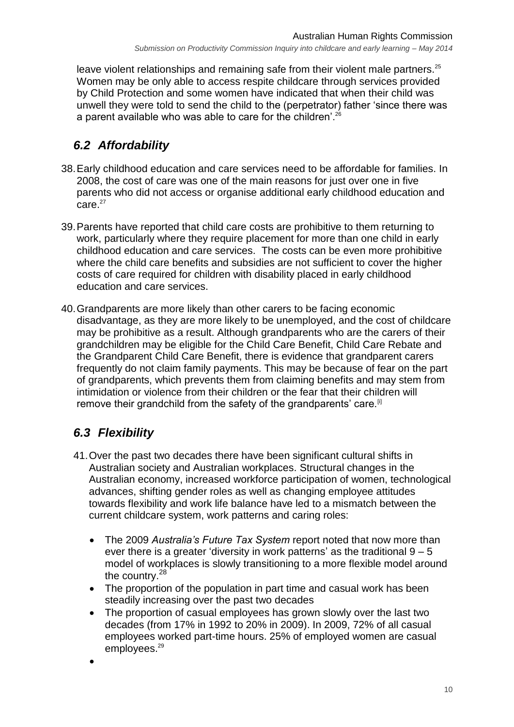leave violent relationships and remaining safe from their violent male partners.[25] Women may be only able to access respite childcare through services provided by Child Protection and some women have indicated that when their child was unwell they were told to send the child to the (perpetrator) father 'since there was a parent available who was able to care for the children'.[26]

## *6.2 Affordability*

38. Early childhood education and care services need to be affordable for families. In 2008, the cost of care was one of the main reasons for just over one in five parents who did not access or organise additional early childhood education and care.[27]

39. Parents have reported that child care costs are prohibitive to them returning to work, particularly where they require placement for more than one child in early childhood education and care services. The costs can be even more prohibitive where the child care benefits and subsidies are not sufficient to cover the higher costs of care required for children with disability placed in early childhood education and care services.

40. Grandparents are more likely than other carers to be facing economic disadvantage, as they are more likely to be unemployed, and the cost of childcare may be prohibitive as a result. Although grandparents who are the carers of their grandchildren may be eligible for the Child Care Benefit, Child Care Rebate and the Grandparent Child Care Benefit, there is evidence that grandparent carers frequently do not claim family payments. This may be because of fear on the part of grandparents, which prevents them from claiming benefits and may stem from intimidation or violence from their children or the fear that their children will remove their grandchild from the safety of the grandparents' care.[i]

## *6.3 Flexibility*

41. Over the past two decades there have been significant cultural shifts in Australian society and Australian workplaces. Structural changes in the Australian economy, increased workforce participation of women, technological advances, shifting gender roles as well as changing employee attitudes towards flexibility and work life balance have led to a mismatch between the current childcare system, work patterns and caring roles:

    - The 2009 *Australia's Future Tax System* report noted that now more than ever there is a greater 'diversity in work patterns' as the traditional 9 – 5 model of workplaces is slowly transitioning to a more flexible model around the country.[28]
    - The proportion of the population in part time and casual work has been steadily increasing over the past two decades
    - The proportion of casual employees has grown slowly over the last two decades (from 17% in 1992 to 20% in 2009). In 2009, 72% of all casual employees worked part-time hours. 25% of employed women are casual employees.[29]
    -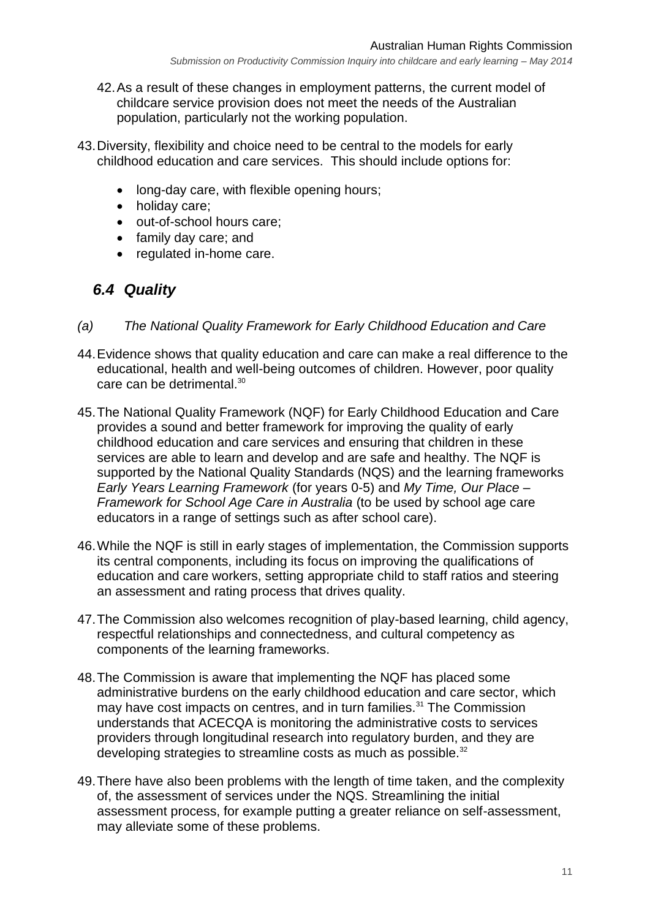42. As a result of these changes in employment patterns, the current model of childcare service provision does not meet the needs of the Australian population, particularly not the working population.

43. Diversity, flexibility and choice need to be central to the models for early childhood education and care services. This should include options for:

    - long-day care, with flexible opening hours;
    - holiday care;
    - out-of-school hours care;
    - family day care; and
    - regulated in-home care.

## *6.4 Quality*

*(a) The National Quality Framework for Early Childhood Education and Care*

44. Evidence shows that quality education and care can make a real difference to the educational, health and well-being outcomes of children. However, poor quality care can be detrimental.[30]

45. The National Quality Framework (NQF) for Early Childhood Education and Care provides a sound and better framework for improving the quality of early childhood education and care services and ensuring that children in these services are able to learn and develop and are safe and healthy. The NQF is supported by the National Quality Standards (NQS) and the learning frameworks *Early Years Learning Framework* (for years 0-5) and *My Time, Our Place – Framework for School Age Care in Australia* (to be used by school age care educators in a range of settings such as after school care).

46. While the NQF is still in early stages of implementation, the Commission supports its central components, including its focus on improving the qualifications of education and care workers, setting appropriate child to staff ratios and steering an assessment and rating process that drives quality.

47. The Commission also welcomes recognition of play-based learning, child agency, respectful relationships and connectedness, and cultural competency as components of the learning frameworks.

48. The Commission is aware that implementing the NQF has placed some administrative burdens on the early childhood education and care sector, which may have cost impacts on centres, and in turn families.[31] The Commission understands that ACECQA is monitoring the administrative costs to services providers through longitudinal research into regulatory burden, and they are developing strategies to streamline costs as much as possible.[32]

49. There have also been problems with the length of time taken, and the complexity of, the assessment of services under the NQS. Streamlining the initial assessment process, for example putting a greater reliance on self-assessment, may alleviate some of these problems.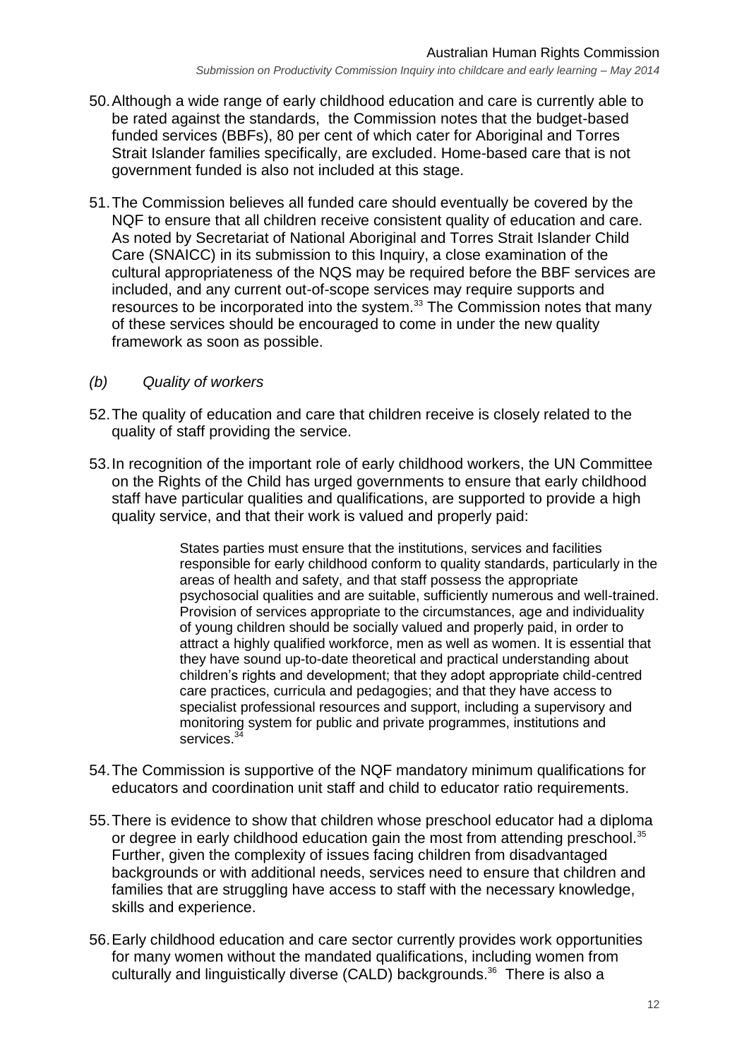50. Although a wide range of early childhood education and care is currently able to be rated against the standards, the Commission notes that the budget-based funded services (BBFs), 80 per cent of which cater for Aboriginal and Torres Strait Islander families specifically, are excluded. Home-based care that is not government funded is also not included at this stage.

51. The Commission believes all funded care should eventually be covered by the NQF to ensure that all children receive consistent quality of education and care. As noted by Secretariat of National Aboriginal and Torres Strait Islander Child Care (SNAICC) in its submission to this Inquiry, a close examination of the cultural appropriateness of the NQS may be required before the BBF services are included, and any current out-of-scope services may require supports and resources to be incorporated into the system.[33] The Commission notes that many of these services should be encouraged to come in under the new quality framework as soon as possible.

### *(b) Quality of workers*

52. The quality of education and care that children receive is closely related to the quality of staff providing the service.

53. In recognition of the important role of early childhood workers, the UN Committee on the Rights of the Child has urged governments to ensure that early childhood staff have particular qualities and qualifications, are supported to provide a high quality service, and that their work is valued and properly paid:

> States parties must ensure that the institutions, services and facilities responsible for early childhood conform to quality standards, particularly in the areas of health and safety, and that staff possess the appropriate psychosocial qualities and are suitable, sufficiently numerous and well-trained. Provision of services appropriate to the circumstances, age and individuality of young children should be socially valued and properly paid, in order to attract a highly qualified workforce, men as well as women. It is essential that they have sound up-to-date theoretical and practical understanding about children's rights and development; that they adopt appropriate child-centred care practices, curricula and pedagogies; and that they have access to specialist professional resources and support, including a supervisory and monitoring system for public and private programmes, institutions and services.[34]

54. The Commission is supportive of the NQF mandatory minimum qualifications for educators and coordination unit staff and child to educator ratio requirements.

55. There is evidence to show that children whose preschool educator had a diploma or degree in early childhood education gain the most from attending preschool.[35] Further, given the complexity of issues facing children from disadvantaged backgrounds or with additional needs, services need to ensure that children and families that are struggling have access to staff with the necessary knowledge, skills and experience.

56. Early childhood education and care sector currently provides work opportunities for many women without the mandated qualifications, including women from culturally and linguistically diverse (CALD) backgrounds.[36] There is also a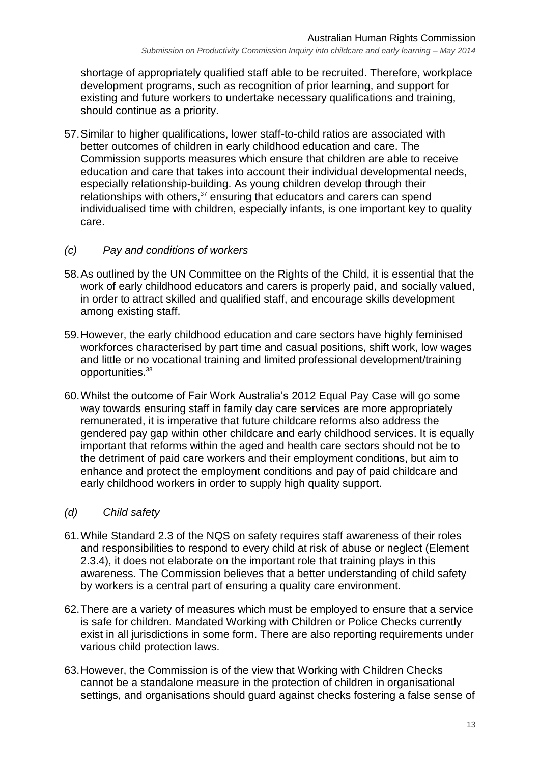shortage of appropriately qualified staff able to be recruited. Therefore, workplace development programs, such as recognition of prior learning, and support for existing and future workers to undertake necessary qualifications and training, should continue as a priority.

57. Similar to higher qualifications, lower staff-to-child ratios are associated with better outcomes of children in early childhood education and care. The Commission supports measures which ensure that children are able to receive education and care that takes into account their individual developmental needs, especially relationship-building. As young children develop through their relationships with others,[37] ensuring that educators and carers can spend individualised time with children, especially infants, is one important key to quality care.

### *(c) Pay and conditions of workers*

58. As outlined by the UN Committee on the Rights of the Child, it is essential that the work of early childhood educators and carers is properly paid, and socially valued, in order to attract skilled and qualified staff, and encourage skills development among existing staff.

59. However, the early childhood education and care sectors have highly feminised workforces characterised by part time and casual positions, shift work, low wages and little or no vocational training and limited professional development/training opportunities.[38]

60. Whilst the outcome of Fair Work Australia's 2012 Equal Pay Case will go some way towards ensuring staff in family day care services are more appropriately remunerated, it is imperative that future childcare reforms also address the gendered pay gap within other childcare and early childhood services. It is equally important that reforms within the aged and health care sectors should not be to the detriment of paid care workers and their employment conditions, but aim to enhance and protect the employment conditions and pay of paid childcare and early childhood workers in order to supply high quality support.

### *(d) Child safety*

61. While Standard 2.3 of the NQS on safety requires staff awareness of their roles and responsibilities to respond to every child at risk of abuse or neglect (Element 2.3.4), it does not elaborate on the important role that training plays in this awareness. The Commission believes that a better understanding of child safety by workers is a central part of ensuring a quality care environment.

62. There are a variety of measures which must be employed to ensure that a service is safe for children. Mandated Working with Children or Police Checks currently exist in all jurisdictions in some form. There are also reporting requirements under various child protection laws.

63. However, the Commission is of the view that Working with Children Checks cannot be a standalone measure in the protection of children in organisational settings, and organisations should guard against checks fostering a false sense of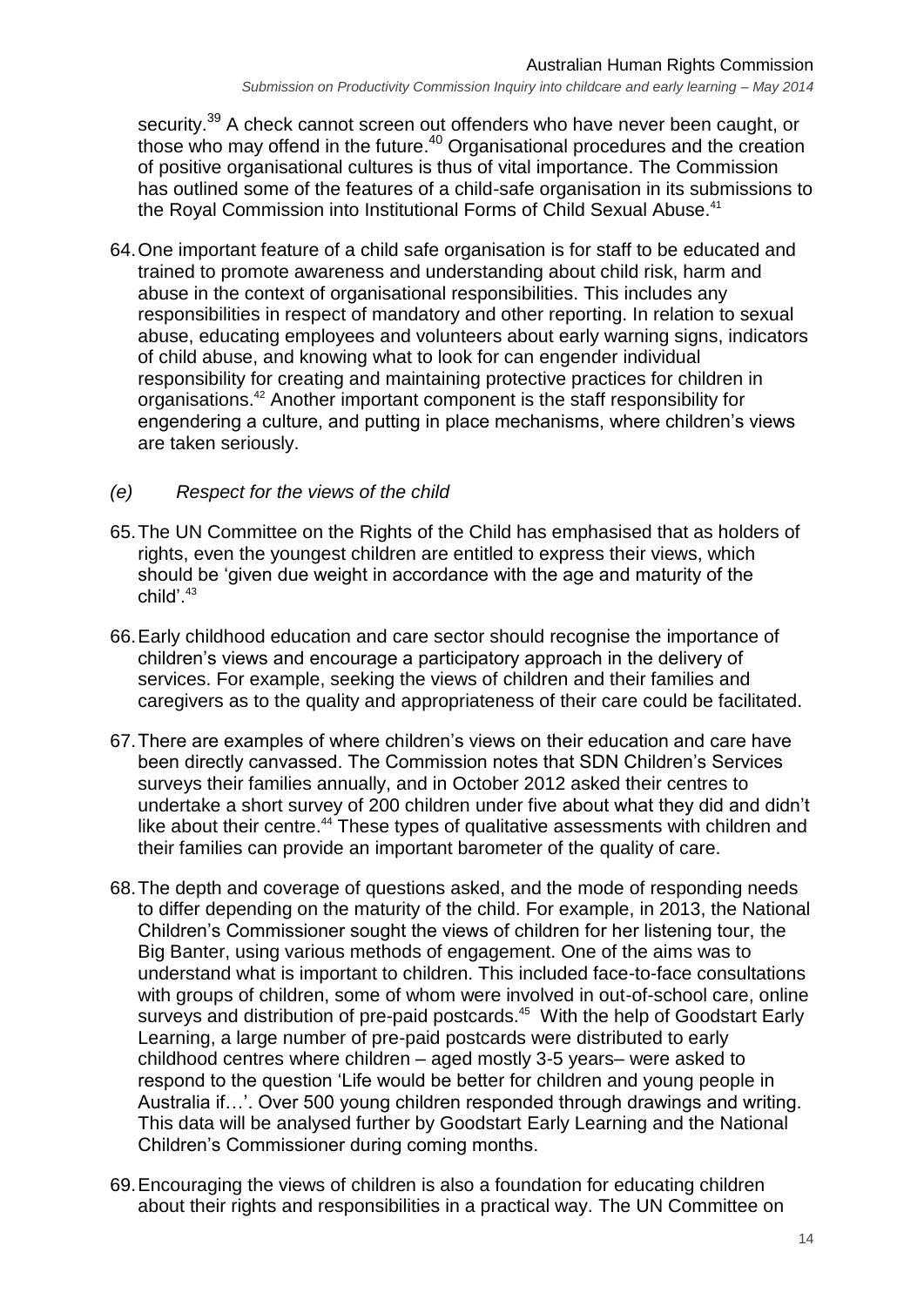security.[39] A check cannot screen out offenders who have never been caught, or those who may offend in the future.[40] Organisational procedures and the creation of positive organisational cultures is thus of vital importance. The Commission has outlined some of the features of a child-safe organisation in its submissions to the Royal Commission into Institutional Forms of Child Sexual Abuse.[41]

64. One important feature of a child safe organisation is for staff to be educated and trained to promote awareness and understanding about child risk, harm and abuse in the context of organisational responsibilities. This includes any responsibilities in respect of mandatory and other reporting. In relation to sexual abuse, educating employees and volunteers about early warning signs, indicators of child abuse, and knowing what to look for can engender individual responsibility for creating and maintaining protective practices for children in organisations.[42] Another important component is the staff responsibility for engendering a culture, and putting in place mechanisms, where children's views are taken seriously.

*(e) Respect for the views of the child*

65. The UN Committee on the Rights of the Child has emphasised that as holders of rights, even the youngest children are entitled to express their views, which should be 'given due weight in accordance with the age and maturity of the child'.[43]

66. Early childhood education and care sector should recognise the importance of children's views and encourage a participatory approach in the delivery of services. For example, seeking the views of children and their families and caregivers as to the quality and appropriateness of their care could be facilitated.

67. There are examples of where children's views on their education and care have been directly canvassed. The Commission notes that SDN Children's Services surveys their families annually, and in October 2012 asked their centres to undertake a short survey of 200 children under five about what they did and didn't like about their centre.[44] These types of qualitative assessments with children and their families can provide an important barometer of the quality of care.

68. The depth and coverage of questions asked, and the mode of responding needs to differ depending on the maturity of the child. For example, in 2013, the National Children's Commissioner sought the views of children for her listening tour, the Big Banter, using various methods of engagement. One of the aims was to understand what is important to children. This included face-to-face consultations with groups of children, some of whom were involved in out-of-school care, online surveys and distribution of pre-paid postcards.[45] With the help of Goodstart Early Learning, a large number of pre-paid postcards were distributed to early childhood centres where children – aged mostly 3-5 years– were asked to respond to the question 'Life would be better for children and young people in Australia if…'. Over 500 young children responded through drawings and writing. This data will be analysed further by Goodstart Early Learning and the National Children's Commissioner during coming months.

69. Encouraging the views of children is also a foundation for educating children about their rights and responsibilities in a practical way. The UN Committee on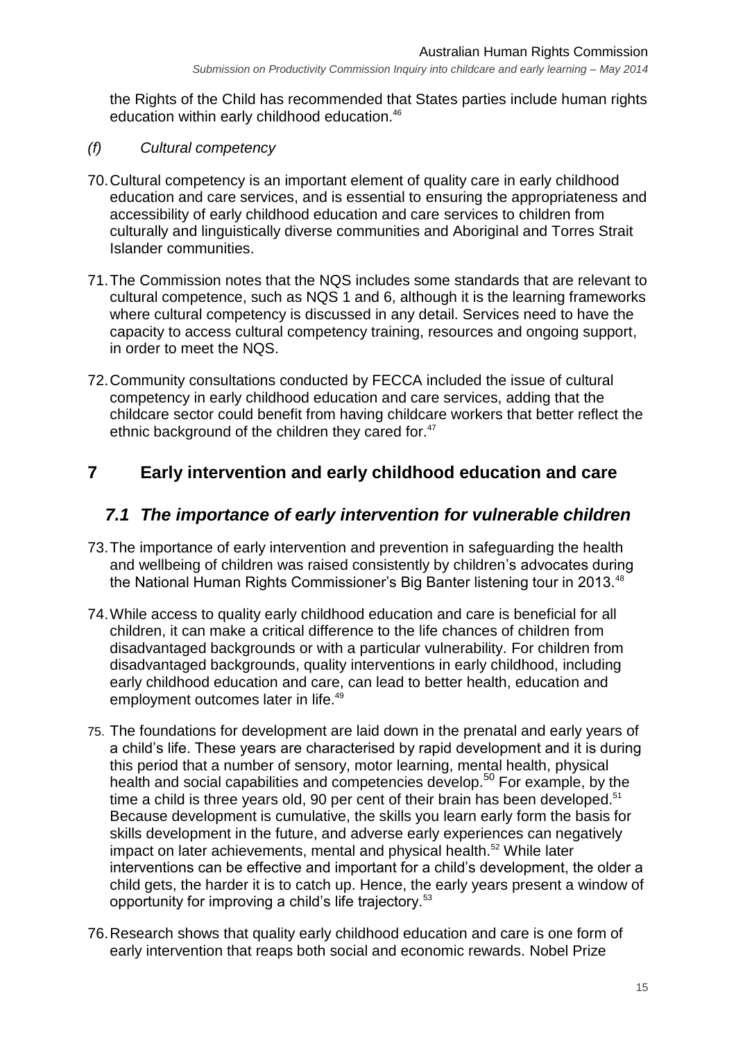the Rights of the Child has recommended that States parties include human rights education within early childhood education.[46]

*(f) Cultural competency*

70. Cultural competency is an important element of quality care in early childhood education and care services, and is essential to ensuring the appropriateness and accessibility of early childhood education and care services to children from culturally and linguistically diverse communities and Aboriginal and Torres Strait Islander communities.

71. The Commission notes that the NQS includes some standards that are relevant to cultural competence, such as NQS 1 and 6, although it is the learning frameworks where cultural competency is discussed in any detail. Services need to have the capacity to access cultural competency training, resources and ongoing support, in order to meet the NQS.

72. Community consultations conducted by FECCA included the issue of cultural competency in early childhood education and care services, adding that the childcare sector could benefit from having childcare workers that better reflect the ethnic background of the children they cared for.[47]

# 7 Early intervention and early childhood education and care

## *7.1 The importance of early intervention for vulnerable children*

73. The importance of early intervention and prevention in safeguarding the health and wellbeing of children was raised consistently by children's advocates during the National Human Rights Commissioner's Big Banter listening tour in 2013.[48]

74. While access to quality early childhood education and care is beneficial for all children, it can make a critical difference to the life chances of children from disadvantaged backgrounds or with a particular vulnerability. For children from disadvantaged backgrounds, quality interventions in early childhood, including early childhood education and care, can lead to better health, education and employment outcomes later in life.[49]

75. The foundations for development are laid down in the prenatal and early years of a child's life. These years are characterised by rapid development and it is during this period that a number of sensory, motor learning, mental health, physical health and social capabilities and competencies develop.[50] For example, by the time a child is three years old, 90 per cent of their brain has been developed.[51] Because development is cumulative, the skills you learn early form the basis for skills development in the future, and adverse early experiences can negatively impact on later achievements, mental and physical health.[52] While later interventions can be effective and important for a child's development, the older a child gets, the harder it is to catch up. Hence, the early years present a window of opportunity for improving a child's life trajectory.[53]

76. Research shows that quality early childhood education and care is one form of early intervention that reaps both social and economic rewards. Nobel Prize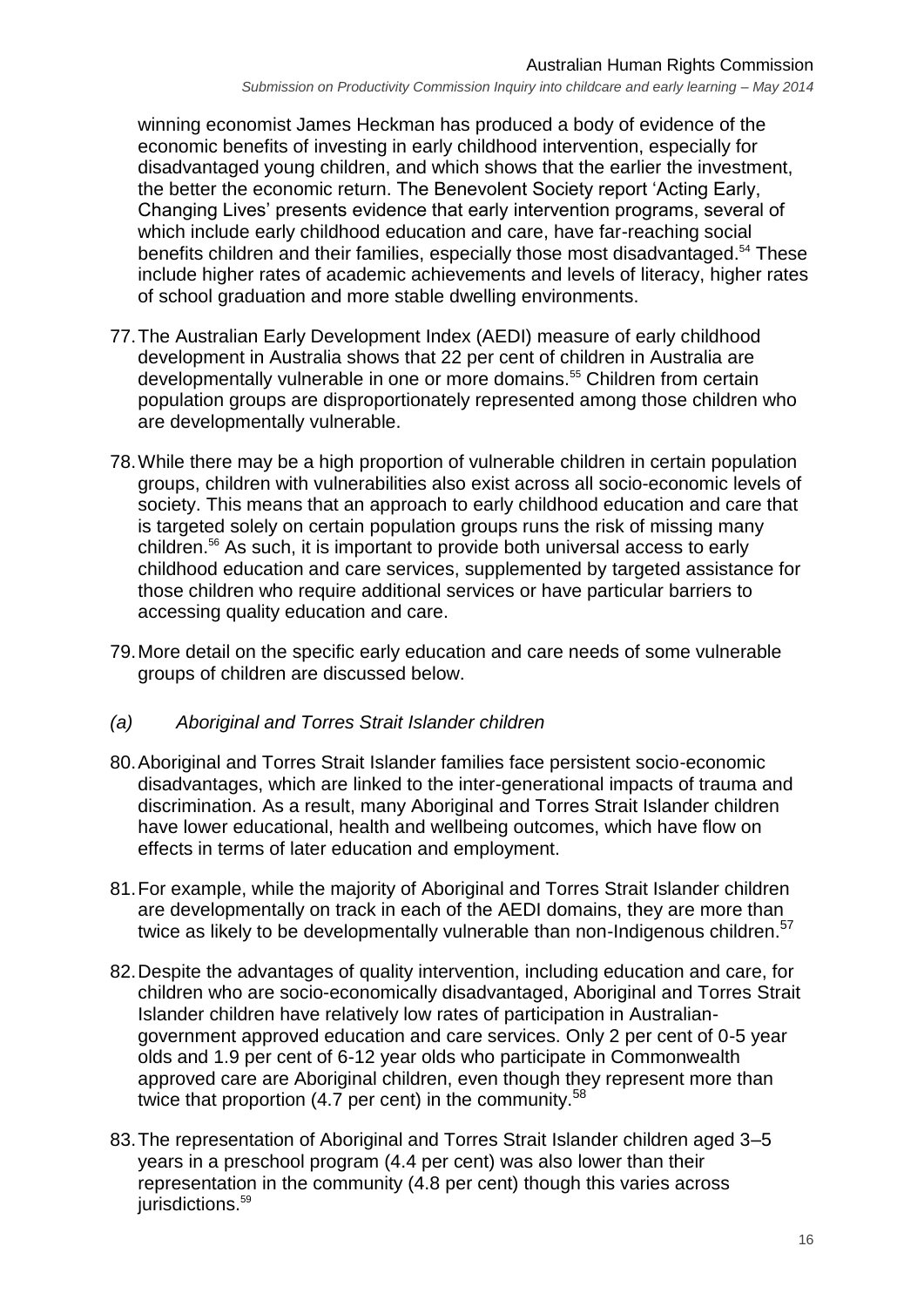winning economist James Heckman has produced a body of evidence of the economic benefits of investing in early childhood intervention, especially for disadvantaged young children, and which shows that the earlier the investment, the better the economic return. The Benevolent Society report 'Acting Early, Changing Lives' presents evidence that early intervention programs, several of which include early childhood education and care, have far-reaching social benefits children and their families, especially those most disadvantaged.[54] These include higher rates of academic achievements and levels of literacy, higher rates of school graduation and more stable dwelling environments.

77. The Australian Early Development Index (AEDI) measure of early childhood development in Australia shows that 22 per cent of children in Australia are developmentally vulnerable in one or more domains.[55] Children from certain population groups are disproportionately represented among those children who are developmentally vulnerable.

78. While there may be a high proportion of vulnerable children in certain population groups, children with vulnerabilities also exist across all socio-economic levels of society. This means that an approach to early childhood education and care that is targeted solely on certain population groups runs the risk of missing many children.[56] As such, it is important to provide both universal access to early childhood education and care services, supplemented by targeted assistance for those children who require additional services or have particular barriers to accessing quality education and care.

79. More detail on the specific early education and care needs of some vulnerable groups of children are discussed below.

*(a) Aboriginal and Torres Strait Islander children*

80. Aboriginal and Torres Strait Islander families face persistent socio-economic disadvantages, which are linked to the inter-generational impacts of trauma and discrimination. As a result, many Aboriginal and Torres Strait Islander children have lower educational, health and wellbeing outcomes, which have flow on effects in terms of later education and employment.

81. For example, while the majority of Aboriginal and Torres Strait Islander children are developmentally on track in each of the AEDI domains, they are more than twice as likely to be developmentally vulnerable than non-Indigenous children.[57]

82. Despite the advantages of quality intervention, including education and care, for children who are socio-economically disadvantaged, Aboriginal and Torres Strait Islander children have relatively low rates of participation in Australian-government approved education and care services. Only 2 per cent of 0-5 year olds and 1.9 per cent of 6-12 year olds who participate in Commonwealth approved care are Aboriginal children, even though they represent more than twice that proportion (4.7 per cent) in the community.[58]

83. The representation of Aboriginal and Torres Strait Islander children aged 3–5 years in a preschool program (4.4 per cent) was also lower than their representation in the community (4.8 per cent) though this varies across jurisdictions.[59]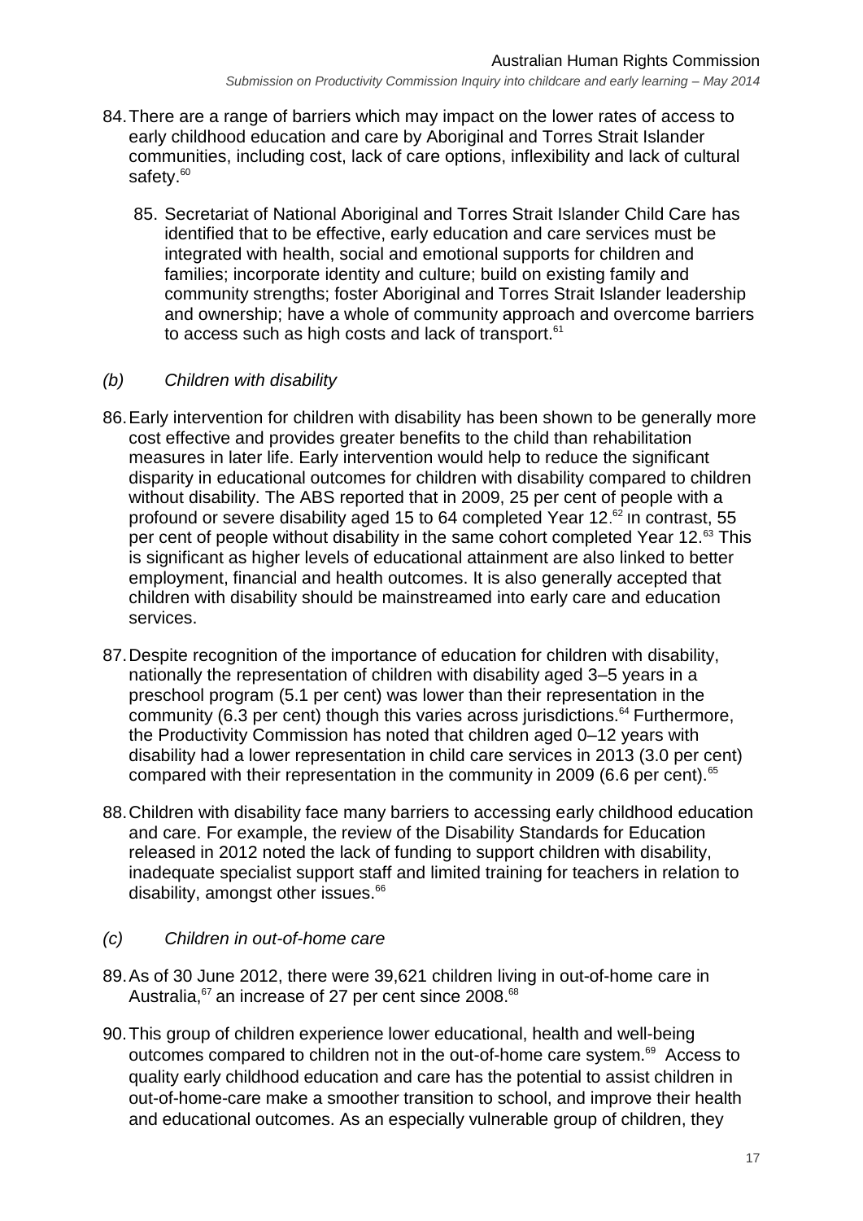84. There are a range of barriers which may impact on the lower rates of access to early childhood education and care by Aboriginal and Torres Strait Islander communities, including cost, lack of care options, inflexibility and lack of cultural safety.[60]

85. Secretariat of National Aboriginal and Torres Strait Islander Child Care has identified that to be effective, early education and care services must be integrated with health, social and emotional supports for children and families; incorporate identity and culture; build on existing family and community strengths; foster Aboriginal and Torres Strait Islander leadership and ownership; have a whole of community approach and overcome barriers to access such as high costs and lack of transport.[61]

### *(b) Children with disability*

86. Early intervention for children with disability has been shown to be generally more cost effective and provides greater benefits to the child than rehabilitation measures in later life. Early intervention would help to reduce the significant disparity in educational outcomes for children with disability compared to children without disability. The ABS reported that in 2009, 25 per cent of people with a profound or severe disability aged 15 to 64 completed Year 12.[62] In contrast, 55 per cent of people without disability in the same cohort completed Year 12.[63] This is significant as higher levels of educational attainment are also linked to better employment, financial and health outcomes. It is also generally accepted that children with disability should be mainstreamed into early care and education services.

87. Despite recognition of the importance of education for children with disability, nationally the representation of children with disability aged 3–5 years in a preschool program (5.1 per cent) was lower than their representation in the community (6.3 per cent) though this varies across jurisdictions.[64] Furthermore, the Productivity Commission has noted that children aged 0–12 years with disability had a lower representation in child care services in 2013 (3.0 per cent) compared with their representation in the community in 2009 (6.6 per cent).[65]

88. Children with disability face many barriers to accessing early childhood education and care. For example, the review of the Disability Standards for Education released in 2012 noted the lack of funding to support children with disability, inadequate specialist support staff and limited training for teachers in relation to disability, amongst other issues.[66]

### *(c) Children in out-of-home care*

89. As of 30 June 2012, there were 39,621 children living in out-of-home care in Australia,[67] an increase of 27 per cent since 2008.[68]

90. This group of children experience lower educational, health and well-being outcomes compared to children not in the out-of-home care system.[69] Access to quality early childhood education and care has the potential to assist children in out-of-home-care make a smoother transition to school, and improve their health and educational outcomes. As an especially vulnerable group of children, they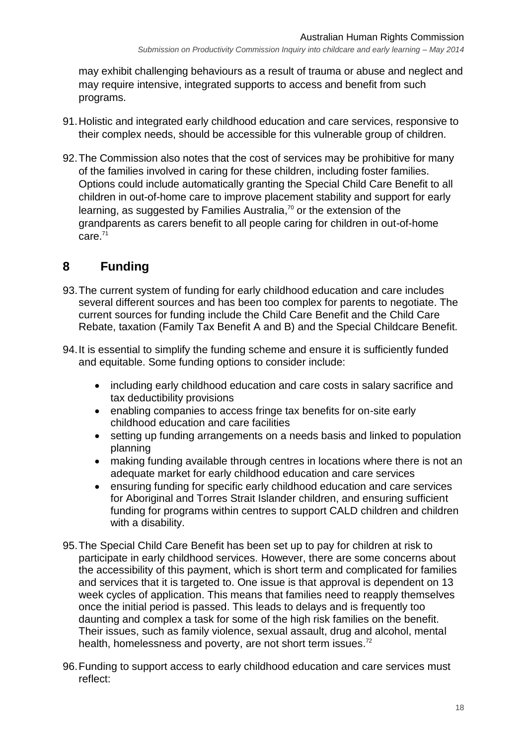may exhibit challenging behaviours as a result of trauma or abuse and neglect and may require intensive, integrated supports to access and benefit from such programs.

91. Holistic and integrated early childhood education and care services, responsive to their complex needs, should be accessible for this vulnerable group of children.

92. The Commission also notes that the cost of services may be prohibitive for many of the families involved in caring for these children, including foster families. Options could include automatically granting the Special Child Care Benefit to all children in out-of-home care to improve placement stability and support for early learning, as suggested by Families Australia,[70] or the extension of the grandparents as carers benefit to all people caring for children in out-of-home care.[71]

## 8 Funding

93. The current system of funding for early childhood education and care includes several different sources and has been too complex for parents to negotiate. The current sources for funding include the Child Care Benefit and the Child Care Rebate, taxation (Family Tax Benefit A and B) and the Special Childcare Benefit.

94. It is essential to simplify the funding scheme and ensure it is sufficiently funded and equitable. Some funding options to consider include:

    - including early childhood education and care costs in salary sacrifice and tax deductibility provisions
    - enabling companies to access fringe tax benefits for on-site early childhood education and care facilities
    - setting up funding arrangements on a needs basis and linked to population planning
    - making funding available through centres in locations where there is not an adequate market for early childhood education and care services
    - ensuring funding for specific early childhood education and care services for Aboriginal and Torres Strait Islander children, and ensuring sufficient funding for programs within centres to support CALD children and children with a disability.

95. The Special Child Care Benefit has been set up to pay for children at risk to participate in early childhood services. However, there are some concerns about the accessibility of this payment, which is short term and complicated for families and services that it is targeted to. One issue is that approval is dependent on 13 week cycles of application. This means that families need to reapply themselves once the initial period is passed. This leads to delays and is frequently too daunting and complex a task for some of the high risk families on the benefit. Their issues, such as family violence, sexual assault, drug and alcohol, mental health, homelessness and poverty, are not short term issues.[72]

96. Funding to support access to early childhood education and care services must reflect: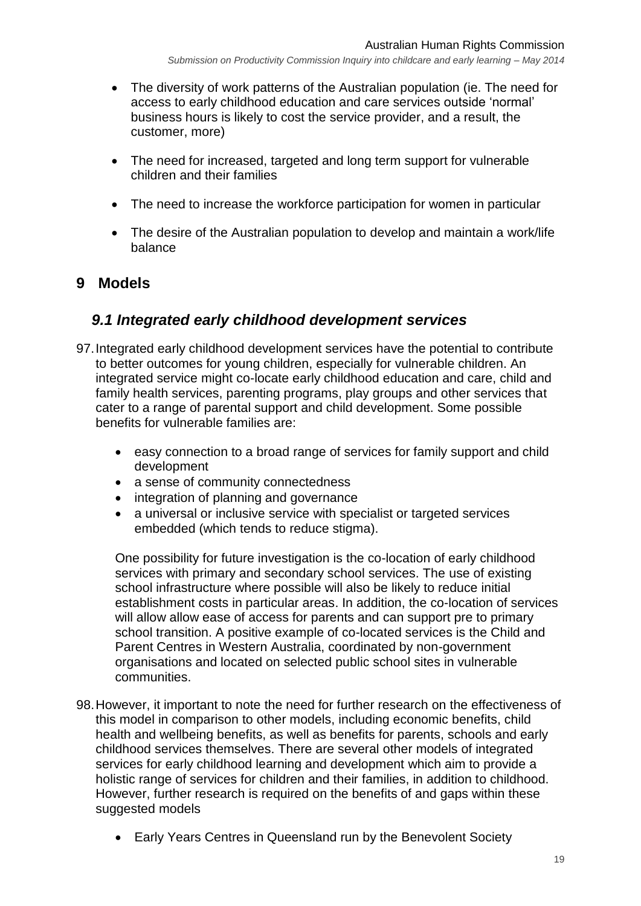- The diversity of work patterns of the Australian population (ie. The need for access to early childhood education and care services outside 'normal' business hours is likely to cost the service provider, and a result, the customer, more)
- The need for increased, targeted and long term support for vulnerable children and their families
- The need to increase the workforce participation for women in particular
- The desire of the Australian population to develop and maintain a work/life balance

# 9 Models

## *9.1 Integrated early childhood development services*

97. Integrated early childhood development services have the potential to contribute to better outcomes for young children, especially for vulnerable children. An integrated service might co-locate early childhood education and care, child and family health services, parenting programs, play groups and other services that cater to a range of parental support and child development. Some possible benefits for vulnerable families are:

    - easy connection to a broad range of services for family support and child development
    - a sense of community connectedness
    - integration of planning and governance
    - a universal or inclusive service with specialist or targeted services embedded (which tends to reduce stigma).

    One possibility for future investigation is the co-location of early childhood services with primary and secondary school services. The use of existing school infrastructure where possible will also be likely to reduce initial establishment costs in particular areas. In addition, the co-location of services will allow allow ease of access for parents and can support pre to primary school transition. A positive example of co-located services is the Child and Parent Centres in Western Australia, coordinated by non-government organisations and located on selected public school sites in vulnerable communities.

98. However, it important to note the need for further research on the effectiveness of this model in comparison to other models, including economic benefits, child health and wellbeing benefits, as well as benefits for parents, schools and early childhood services themselves. There are several other models of integrated services for early childhood learning and development which aim to provide a holistic range of services for children and their families, in addition to childhood. However, further research is required on the benefits of and gaps within these suggested models

    - Early Years Centres in Queensland run by the Benevolent Society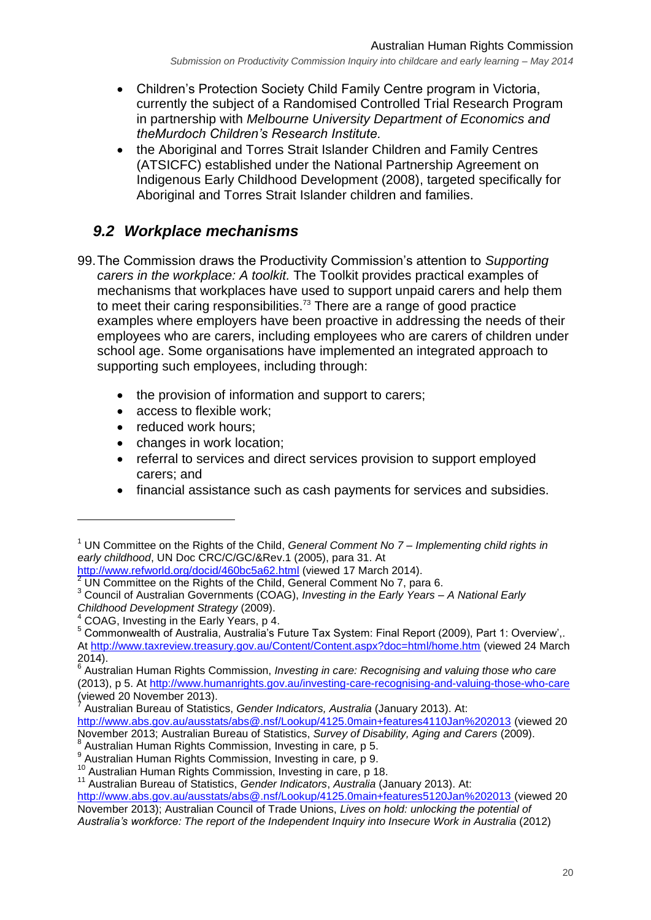- Children's Protection Society Child Family Centre program in Victoria, currently the subject of a Randomised Controlled Trial Research Program in partnership with *Melbourne University Department of Economics and theMurdoch Children's Research Institute.*
- the Aboriginal and Torres Strait Islander Children and Family Centres (ATSICFC) established under the National Partnership Agreement on Indigenous Early Childhood Development (2008), targeted specifically for Aboriginal and Torres Strait Islander children and families.

## *9.2 Workplace mechanisms*

99. The Commission draws the Productivity Commission's attention to *Supporting carers in the workplace: A toolkit.* The Toolkit provides practical examples of mechanisms that workplaces have used to support unpaid carers and help them to meet their caring responsibilities.[73] There are a range of good practice examples where employers have been proactive in addressing the needs of their employees who are carers, including employees who are carers of children under school age. Some organisations have implemented an integrated approach to supporting such employees, including through:

    - the provision of information and support to carers;
    - access to flexible work;
    - reduced work hours;
    - changes in work location;
    - referral to services and direct services provision to support employed carers; and
    - financial assistance such as cash payments for services and subsidies.

---

[1] UN Committee on the Rights of the Child, *General Comment No 7 – Implementing child rights in early childhood*, UN Doc CRC/C/GC/&Rev.1 (2005), para 31. At http://www.refworld.org/docid/460bc5a62.html (viewed 17 March 2014).

[2] UN Committee on the Rights of the Child, General Comment No 7, para 6.

[3] Council of Australian Governments (COAG), *Investing in the Early Years – A National Early Childhood Development Strategy* (2009).

[4] COAG, Investing in the Early Years, p 4.

[5] Commonwealth of Australia, Australia's Future Tax System: Final Report (2009), Part 1: Overview',. At http://www.taxreview.treasury.gov.au/Content/Content.aspx?doc=html/home.htm (viewed 24 March 2014).

[6] Australian Human Rights Commission, *Investing in care: Recognising and valuing those who care* (2013), p 5. At http://www.humanrights.gov.au/investing-care-recognising-and-valuing-those-who-care (viewed 20 November 2013).

[7] Australian Bureau of Statistics, *Gender Indicators, Australia* (January 2013). At: http://www.abs.gov.au/ausstats/abs@.nsf/Lookup/4125.0main+features4110Jan%202013 (viewed 20 November 2013; Australian Bureau of Statistics, *Survey of Disability, Aging and Carers* (2009).

[8] Australian Human Rights Commission, Investing in care*,* p 5.

[9] Australian Human Rights Commission, Investing in care*,* p 9.

[10] Australian Human Rights Commission, Investing in care, p 18.

[11] Australian Bureau of Statistics, *Gender Indicators*, *Australia* (January 2013). At: http://www.abs.gov.au/ausstats/abs@.nsf/Lookup/4125.0main+features5120Jan%202013 (viewed 20 November 2013); Australian Council of Trade Unions, *Lives on hold: unlocking the potential of Australia's workforce: The report of the Independent Inquiry into Insecure Work in Australia* (2012)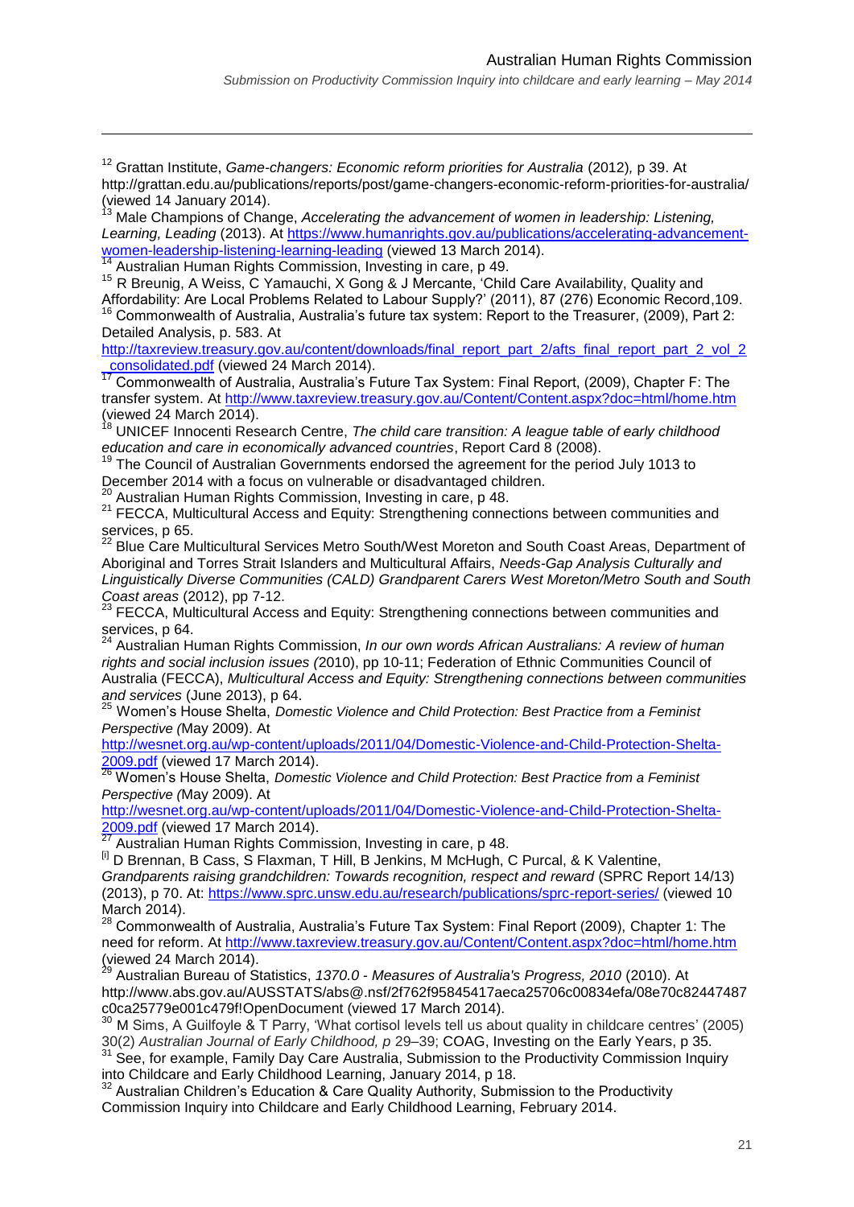[12] Grattan Institute, *Game-changers: Economic reform priorities for Australia* (2012), p 39. At http://grattan.edu.au/publications/reports/post/game-changers-economic-reform-priorities-for-australia/ (viewed 14 January 2014).

[13] Male Champions of Change, *Accelerating the advancement of women in leadership: Listening, Learning, Leading* (2013). At https://www.humanrights.gov.au/publications/accelerating-advancement-women-leadership-listening-learning-leading (viewed 13 March 2014).

[14] Australian Human Rights Commission, Investing in care, p 49.

[15] R Breunig, A Weiss, C Yamauchi, X Gong & J Mercante, 'Child Care Availability, Quality and Affordability: Are Local Problems Related to Labour Supply?' (2011), 87 (276) Economic Record,109.

[16] Commonwealth of Australia, Australia's future tax system: Report to the Treasurer, (2009), Part 2: Detailed Analysis, p. 583. At http://taxreview.treasury.gov.au/content/downloads/final_report_part_2/afts_final_report_part_2_vol_2_consolidated.pdf (viewed 24 March 2014).

[17] Commonwealth of Australia, Australia's Future Tax System: Final Report, (2009), Chapter F: The transfer system. At http://www.taxreview.treasury.gov.au/Content/Content.aspx?doc=html/home.htm (viewed 24 March 2014).

[18] UNICEF Innocenti Research Centre, *The child care transition: A league table of early childhood education and care in economically advanced countries*, Report Card 8 (2008).

[19] The Council of Australian Governments endorsed the agreement for the period July 1013 to December 2014 with a focus on vulnerable or disadvantaged children.

[20] Australian Human Rights Commission, Investing in care, p 48.

[21] FECCA, Multicultural Access and Equity: Strengthening connections between communities and services, p 65.

[22] Blue Care Multicultural Services Metro South/West Moreton and South Coast Areas, Department of Aboriginal and Torres Strait Islanders and Multicultural Affairs, *Needs-Gap Analysis Culturally and Linguistically Diverse Communities (CALD) Grandparent Carers West Moreton/Metro South and South Coast areas* (2012), pp 7-12.

[23] FECCA, Multicultural Access and Equity: Strengthening connections between communities and services, p 64.

[24] Australian Human Rights Commission, *In our own words African Australians: A review of human rights and social inclusion issues (*2010), pp 10-11; Federation of Ethnic Communities Council of Australia (FECCA), *Multicultural Access and Equity: Strengthening connections between communities and services* (June 2013), p 64.

[25] Women's House Shelta, *Domestic Violence and Child Protection: Best Practice from a Feminist Perspective (*May 2009). At http://wesnet.org.au/wp-content/uploads/2011/04/Domestic-Violence-and-Child-Protection-Shelta-2009.pdf (viewed 17 March 2014).

[26] Women's House Shelta, *Domestic Violence and Child Protection: Best Practice from a Feminist Perspective (*May 2009). At http://wesnet.org.au/wp-content/uploads/2011/04/Domestic-Violence-and-Child-Protection-Shelta-2009.pdf (viewed 17 March 2014).

[27] Australian Human Rights Commission, Investing in care, p 48.

[i] D Brennan, B Cass, S Flaxman, T Hill, B Jenkins, M McHugh, C Purcal, & K Valentine, *Grandparents raising grandchildren: Towards recognition, respect and reward* (SPRC Report 14/13) (2013), p 70. At: https://www.sprc.unsw.edu.au/research/publications/sprc-report-series/ (viewed 10 March 2014).

[28] Commonwealth of Australia, Australia's Future Tax System: Final Report (2009), Chapter 1: The need for reform. At http://www.taxreview.treasury.gov.au/Content/Content.aspx?doc=html/home.htm (viewed 24 March 2014).

[29] Australian Bureau of Statistics, *1370.0 - Measures of Australia's Progress, 2010* (2010). At http://www.abs.gov.au/AUSSTATS/abs@.nsf/2f762f95845417aeca25706c00834efa/08e70c82447487c0ca25779e001c479f!OpenDocument (viewed 17 March 2014).

[30] M Sims, A Guilfoyle & T Parry, 'What cortisol levels tell us about quality in childcare centres' (2005) 30(2) *Australian Journal of Early Childhood, p* 29–39; COAG, Investing on the Early Years, p 35.

[31] See, for example, Family Day Care Australia, Submission to the Productivity Commission Inquiry into Childcare and Early Childhood Learning, January 2014, p 18.

[32] Australian Children's Education & Care Quality Authority, Submission to the Productivity Commission Inquiry into Childcare and Early Childhood Learning, February 2014.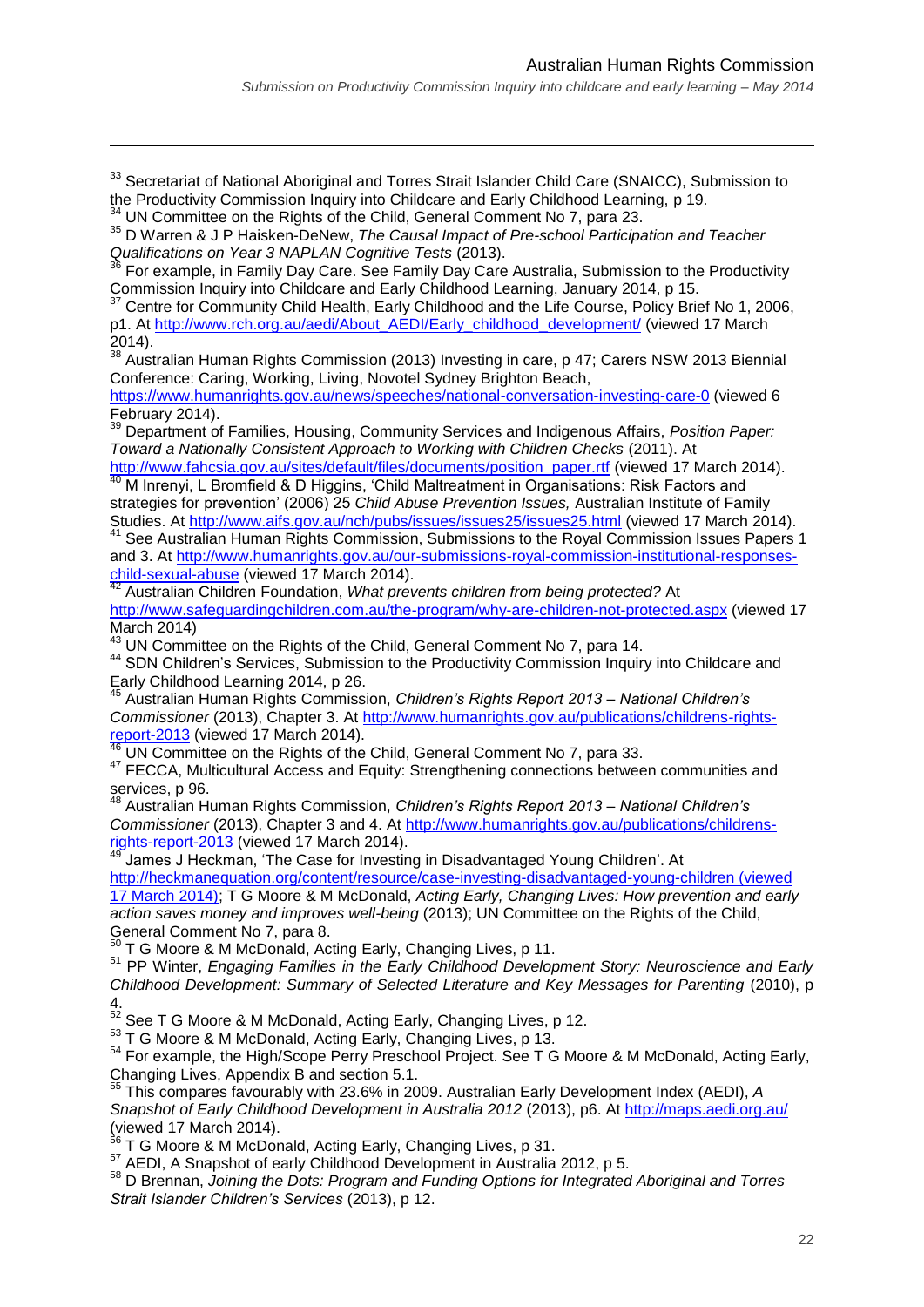[33] Secretariat of National Aboriginal and Torres Strait Islander Child Care (SNAICC), Submission to the Productivity Commission Inquiry into Childcare and Early Childhood Learning, p 19.

[34] UN Committee on the Rights of the Child, General Comment No 7, para 23.

[35] D Warren & J P Haisken-DeNew, *The Causal Impact of Pre-school Participation and Teacher Qualifications on Year 3 NAPLAN Cognitive Tests* (2013).

[36] For example, in Family Day Care. See Family Day Care Australia, Submission to the Productivity Commission Inquiry into Childcare and Early Childhood Learning, January 2014, p 15.

[37] Centre for Community Child Health, Early Childhood and the Life Course, Policy Brief No 1, 2006, p1. At http://www.rch.org.au/aedi/About_AEDI/Early_childhood_development/ (viewed 17 March 2014).

[38] Australian Human Rights Commission (2013) Investing in care, p 47; Carers NSW 2013 Biennial Conference: Caring, Working, Living, Novotel Sydney Brighton Beach, https://www.humanrights.gov.au/news/speeches/national-conversation-investing-care-0 (viewed 6 February 2014).

[39] Department of Families, Housing, Community Services and Indigenous Affairs, *Position Paper: Toward a Nationally Consistent Approach to Working with Children Checks* (2011). At http://www.fahcsia.gov.au/sites/default/files/documents/position_paper.rtf (viewed 17 March 2014).

[40] M Inrenyi, L Bromfield & D Higgins, 'Child Maltreatment in Organisations: Risk Factors and strategies for prevention' (2006) 25 *Child Abuse Prevention Issues,* Australian Institute of Family Studies. At http://www.aifs.gov.au/nch/pubs/issues/issues25/issues25.html (viewed 17 March 2014).

[41] See Australian Human Rights Commission, Submissions to the Royal Commission Issues Papers 1 and 3. At http://www.humanrights.gov.au/our-submissions-royal-commission-institutional-responses-child-sexual-abuse (viewed 17 March 2014).

[42] Australian Children Foundation, *What prevents children from being protected?* At http://www.safeguardingchildren.com.au/the-program/why-are-children-not-protected.aspx (viewed 17 March 2014)

[43] UN Committee on the Rights of the Child, General Comment No 7, para 14.

[44] SDN Children's Services, Submission to the Productivity Commission Inquiry into Childcare and Early Childhood Learning 2014, p 26.

[45] Australian Human Rights Commission, *Children's Rights Report 2013 – National Children's Commissioner* (2013), Chapter 3. At http://www.humanrights.gov.au/publications/childrens-rights-report-2013 (viewed 17 March 2014).

[46] UN Committee on the Rights of the Child, General Comment No 7, para 33.

[47] FECCA, Multicultural Access and Equity: Strengthening connections between communities and services, p 96.

[48] Australian Human Rights Commission, *Children's Rights Report 2013 – National Children's Commissioner* (2013), Chapter 3 and 4. At http://www.humanrights.gov.au/publications/childrens-rights-report-2013 (viewed 17 March 2014).

[49] James J Heckman, 'The Case for Investing in Disadvantaged Young Children'. At http://heckmanequation.org/content/resource/case-investing-disadvantaged-young-children (viewed 17 March 2014); T G Moore & M McDonald, *Acting Early, Changing Lives: How prevention and early action saves money and improves well-being* (2013); UN Committee on the Rights of the Child, General Comment No 7, para 8.

[50] T G Moore & M McDonald, Acting Early, Changing Lives, p 11.

[51] PP Winter, *Engaging Families in the Early Childhood Development Story: Neuroscience and Early Childhood Development: Summary of Selected Literature and Key Messages for Parenting* (2010), p 4.

[52] See T G Moore & M McDonald, Acting Early, Changing Lives, p 12.

[53] T G Moore & M McDonald, Acting Early, Changing Lives, p 13.

[54] For example, the High/Scope Perry Preschool Project. See T G Moore & M McDonald, Acting Early, Changing Lives, Appendix B and section 5.1.

[55] This compares favourably with 23.6% in 2009. Australian Early Development Index (AEDI), *A Snapshot of Early Childhood Development in Australia 2012* (2013), p6. At http://maps.aedi.org.au/ (viewed 17 March 2014).

[56] T G Moore & M McDonald, Acting Early, Changing Lives, p 31.

[57] AEDI, A Snapshot of early Childhood Development in Australia 2012, p 5.

[58] D Brennan, *Joining the Dots: Program and Funding Options for Integrated Aboriginal and Torres Strait Islander Children's Services* (2013), p 12.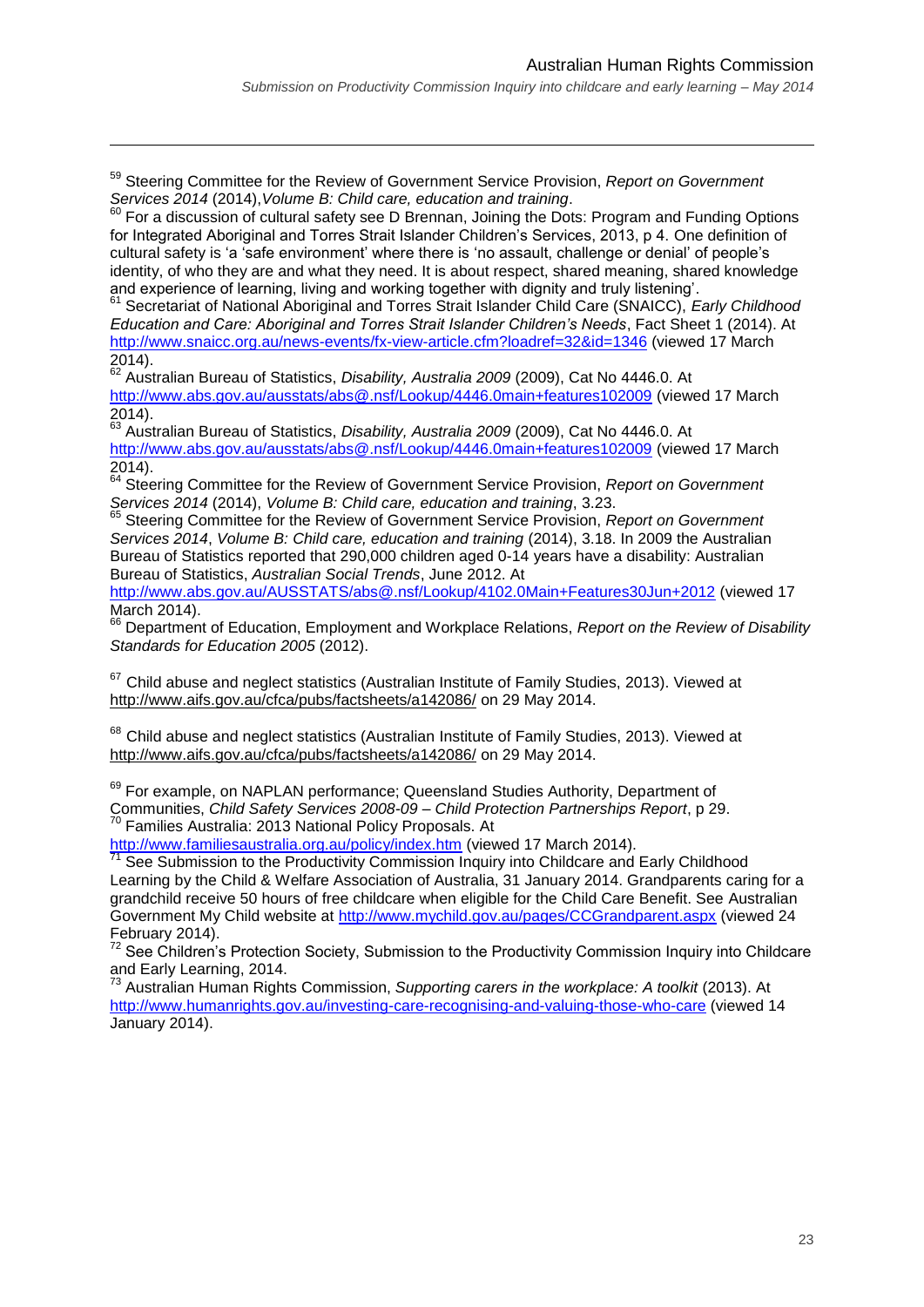[59] Steering Committee for the Review of Government Service Provision, *Report on Government Services 2014* (2014),*Volume B: Child care, education and training*.

[60] For a discussion of cultural safety see D Brennan, Joining the Dots: Program and Funding Options for Integrated Aboriginal and Torres Strait Islander Children's Services, 2013, p 4. One definition of cultural safety is 'a 'safe environment' where there is 'no assault, challenge or denial' of people's identity, of who they are and what they need. It is about respect, shared meaning, shared knowledge and experience of learning, living and working together with dignity and truly listening'.

[61] Secretariat of National Aboriginal and Torres Strait Islander Child Care (SNAICC), *Early Childhood Education and Care: Aboriginal and Torres Strait Islander Children's Needs*, Fact Sheet 1 (2014). At http://www.snaicc.org.au/news-events/fx-view-article.cfm?loadref=32&id=1346 (viewed 17 March 2014).

[62] Australian Bureau of Statistics, *Disability, Australia 2009* (2009), Cat No 4446.0. At http://www.abs.gov.au/ausstats/abs@.nsf/Lookup/4446.0main+features102009 (viewed 17 March 2014).

[63] Australian Bureau of Statistics, *Disability, Australia 2009* (2009), Cat No 4446.0. At http://www.abs.gov.au/ausstats/abs@.nsf/Lookup/4446.0main+features102009 (viewed 17 March 2014).

[64] Steering Committee for the Review of Government Service Provision, *Report on Government Services 2014* (2014), *Volume B: Child care, education and training*, 3.23.

[65] Steering Committee for the Review of Government Service Provision, *Report on Government Services 2014*, *Volume B: Child care, education and training* (2014), 3.18. In 2009 the Australian Bureau of Statistics reported that 290,000 children aged 0-14 years have a disability: Australian Bureau of Statistics, *Australian Social Trends*, June 2012. At http://www.abs.gov.au/AUSSTATS/abs@.nsf/Lookup/4102.0Main+Features30Jun+2012 (viewed 17 March 2014).

[66] Department of Education, Employment and Workplace Relations, *Report on the Review of Disability Standards for Education 2005* (2012).

[67] Child abuse and neglect statistics (Australian Institute of Family Studies, 2013). Viewed at http://www.aifs.gov.au/cfca/pubs/factsheets/a142086/ on 29 May 2014.

[68] Child abuse and neglect statistics (Australian Institute of Family Studies, 2013). Viewed at http://www.aifs.gov.au/cfca/pubs/factsheets/a142086/ on 29 May 2014.

[69] For example, on NAPLAN performance; Queensland Studies Authority, Department of Communities, *Child Safety Services 2008-09 – Child Protection Partnerships Report*, p 29.

[70] Families Australia: 2013 National Policy Proposals. At http://www.familiesaustralia.org.au/policy/index.htm (viewed 17 March 2014).

[71] See Submission to the Productivity Commission Inquiry into Childcare and Early Childhood Learning by the Child & Welfare Association of Australia, 31 January 2014. Grandparents caring for a grandchild receive 50 hours of free childcare when eligible for the Child Care Benefit. See Australian Government My Child website at http://www.mychild.gov.au/pages/CCGrandparent.aspx (viewed 24 February 2014).

[72] See Children's Protection Society, Submission to the Productivity Commission Inquiry into Childcare and Early Learning, 2014.

[73] Australian Human Rights Commission, *Supporting carers in the workplace: A toolkit* (2013). At http://www.humanrights.gov.au/investing-care-recognising-and-valuing-those-who-care (viewed 14 January 2014).